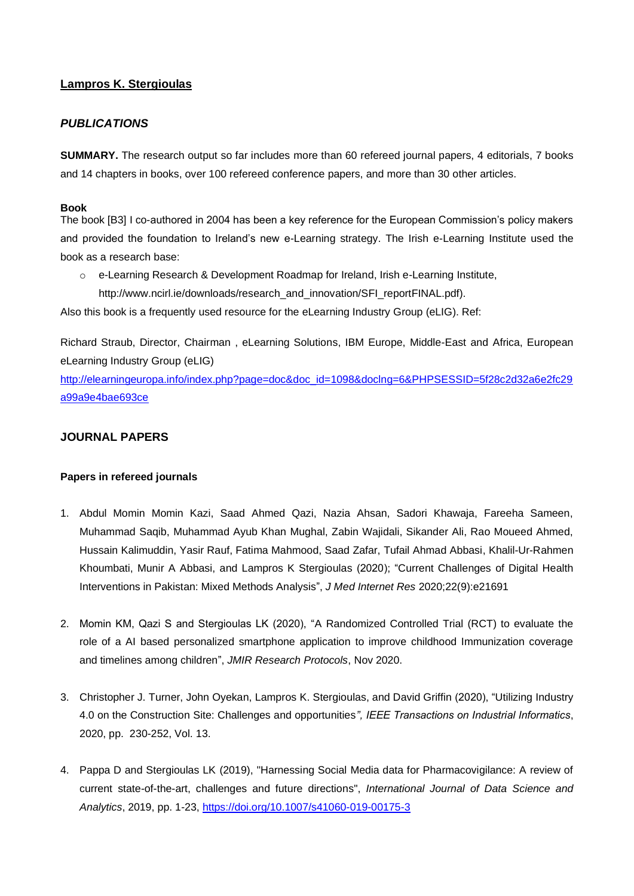## Lampros K. Stergioulas

### *PUBLICATIONS*

**SUMMARY.** The research output so far includes more than 60 refereed journal papers, 4 editorials, 7 books and 14 chapters in books, over 100 refereed conference papers, and more than 30 other articles.

**Book**

The book [B3] I co-authored in 2004 has been a key reference for the European Commission's policy makers and provided the foundation to Ireland's new e-Learning strategy. The Irish e-Learning Institute used the book as a research base:

- e-Learning Research & Development Roadmap for Ireland, Irish e-Learning Institute, http://www.ncirl.ie/downloads/research_and_innovation/SFI_reportFINAL.pdf).

Also this book is a frequently used resource for the eLearning Industry Group (eLIG). Ref:

Richard Straub, Director, Chairman , eLearning Solutions, IBM Europe, Middle-East and Africa, European eLearning Industry Group (eLIG)
http://elearningeuropa.info/index.php?page=doc&doc_id=1098&doclng=6&PHPSESSID=5f28c2d32a6e2fc29a99a9e4bae693ce

### JOURNAL PAPERS

**Papers in refereed journals**

1. Abdul Momin Momin Kazi, Saad Ahmed Qazi, Nazia Ahsan, Sadori Khawaja, Fareeha Sameen, Muhammad Saqib, Muhammad Ayub Khan Mughal, Zabin Wajidali, Sikander Ali, Rao Moueed Ahmed, Hussain Kalimuddin, Yasir Rauf, Fatima Mahmood, Saad Zafar, Tufail Ahmad Abbasi, Khalil-Ur-Rahmen Khoumbati, Munir A Abbasi, and Lampros K Stergioulas (2020); "Current Challenges of Digital Health Interventions in Pakistan: Mixed Methods Analysis", *J Med Internet Res* 2020;22(9):e21691

2. Momin KM, Qazi S and Stergioulas LK (2020), "A Randomized Controlled Trial (RCT) to evaluate the role of a AI based personalized smartphone application to improve childhood Immunization coverage and timelines among children", *JMIR Research Protocols*, Nov 2020.

3. Christopher J. Turner, John Oyekan, Lampros K. Stergioulas, and David Griffin (2020), "Utilizing Industry 4.0 on the Construction Site: Challenges and opportunities*", IEEE Transactions on Industrial Informatics*, 2020, pp. 230-252, Vol. 13.

4. Pappa D and Stergioulas LK (2019), "Harnessing Social Media data for Pharmacovigilance: A review of current state-of-the-art, challenges and future directions", *International Journal of Data Science and Analytics*, 2019, pp. 1-23, https://doi.org/10.1007/s41060-019-00175-3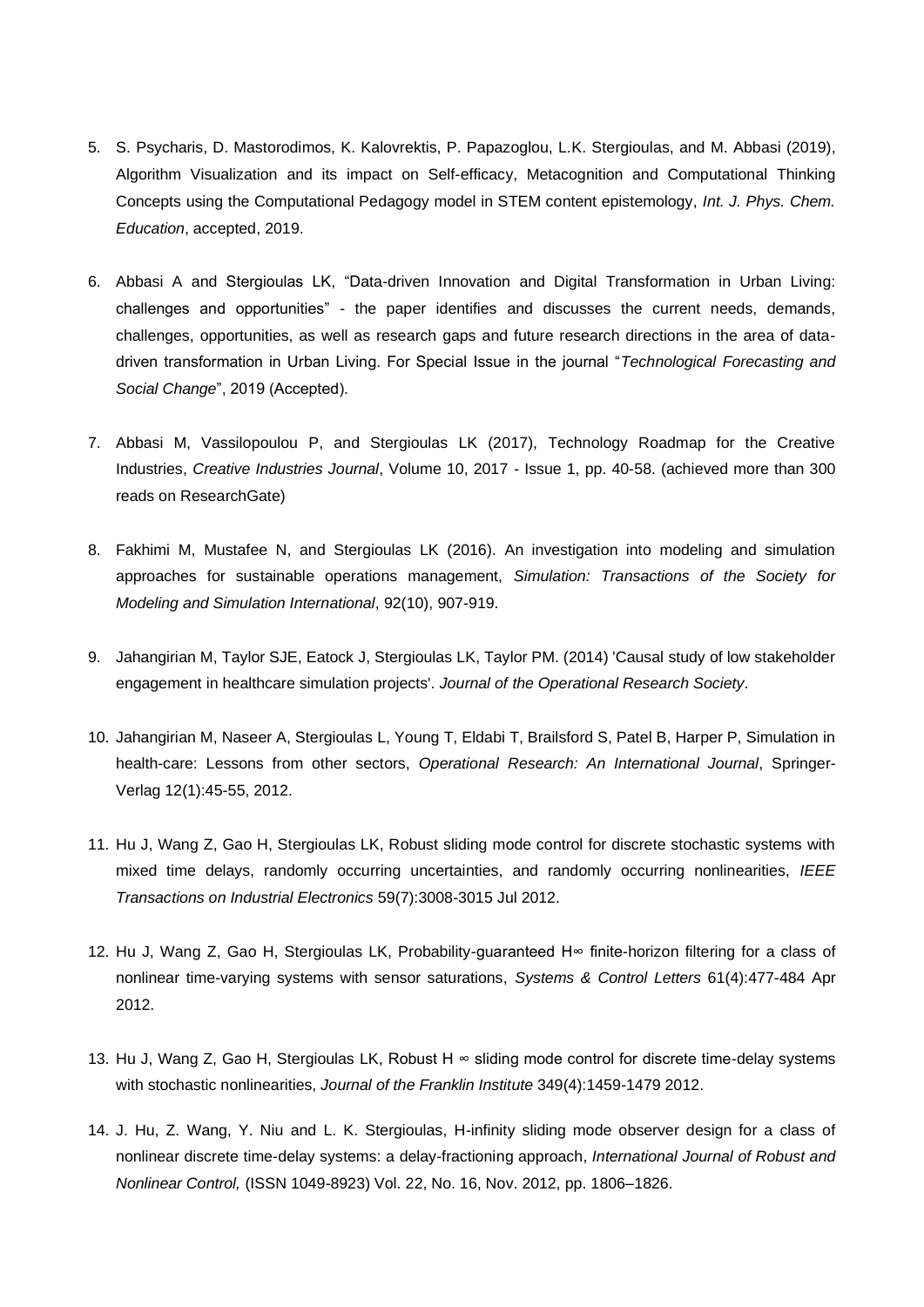5. S. Psycharis, D. Mastorodimos, K. Kalovrektis, P. Papazoglou, L.K. Stergioulas, and M. Abbasi (2019), Algorithm Visualization and its impact on Self-efficacy, Metacognition and Computational Thinking Concepts using the Computational Pedagogy model in STEM content epistemology, *Int. J. Phys. Chem. Education*, accepted, 2019.

6. Abbasi A and Stergioulas LK, "Data-driven Innovation and Digital Transformation in Urban Living: challenges and opportunities" - the paper identifies and discusses the current needs, demands, challenges, opportunities, as well as research gaps and future research directions in the area of data-driven transformation in Urban Living. For Special Issue in the journal "*Technological Forecasting and Social Change*", 2019 (Accepted).

7. Abbasi M, Vassilopoulou P, and Stergioulas LK (2017), Technology Roadmap for the Creative Industries, *Creative Industries Journal*, Volume 10, 2017 - Issue 1, pp. 40-58. (achieved more than 300 reads on ResearchGate)

8. Fakhimi M, Mustafee N, and Stergioulas LK (2016). An investigation into modeling and simulation approaches for sustainable operations management, *Simulation: Transactions of the Society for Modeling and Simulation International*, 92(10), 907-919.

9. Jahangirian M, Taylor SJE, Eatock J, Stergioulas LK, Taylor PM. (2014) 'Causal study of low stakeholder engagement in healthcare simulation projects'. *Journal of the Operational Research Society*.

10. Jahangirian M, Naseer A, Stergioulas L, Young T, Eldabi T, Brailsford S, Patel B, Harper P, Simulation in health-care: Lessons from other sectors, *Operational Research: An International Journal*, Springer-Verlag 12(1):45-55, 2012.

11. Hu J, Wang Z, Gao H, Stergioulas LK, Robust sliding mode control for discrete stochastic systems with mixed time delays, randomly occurring uncertainties, and randomly occurring nonlinearities, *IEEE Transactions on Industrial Electronics* 59(7):3008-3015 Jul 2012.

12. Hu J, Wang Z, Gao H, Stergioulas LK, Probability-guaranteed $H_\infty$ finite-horizon filtering for a class of nonlinear time-varying systems with sensor saturations, *Systems & Control Letters* 61(4):477-484 Apr 2012.

13. Hu J, Wang Z, Gao H, Stergioulas LK, Robust $H_\infty$ sliding mode control for discrete time-delay systems with stochastic nonlinearities, *Journal of the Franklin Institute* 349(4):1459-1479 2012.

14. J. Hu, Z. Wang, Y. Niu and L. K. Stergioulas, H-infinity sliding mode observer design for a class of nonlinear discrete time-delay systems: a delay-fractioning approach, *International Journal of Robust and Nonlinear Control,* (ISSN 1049-8923) Vol. 22, No. 16, Nov. 2012, pp. 1806–1826.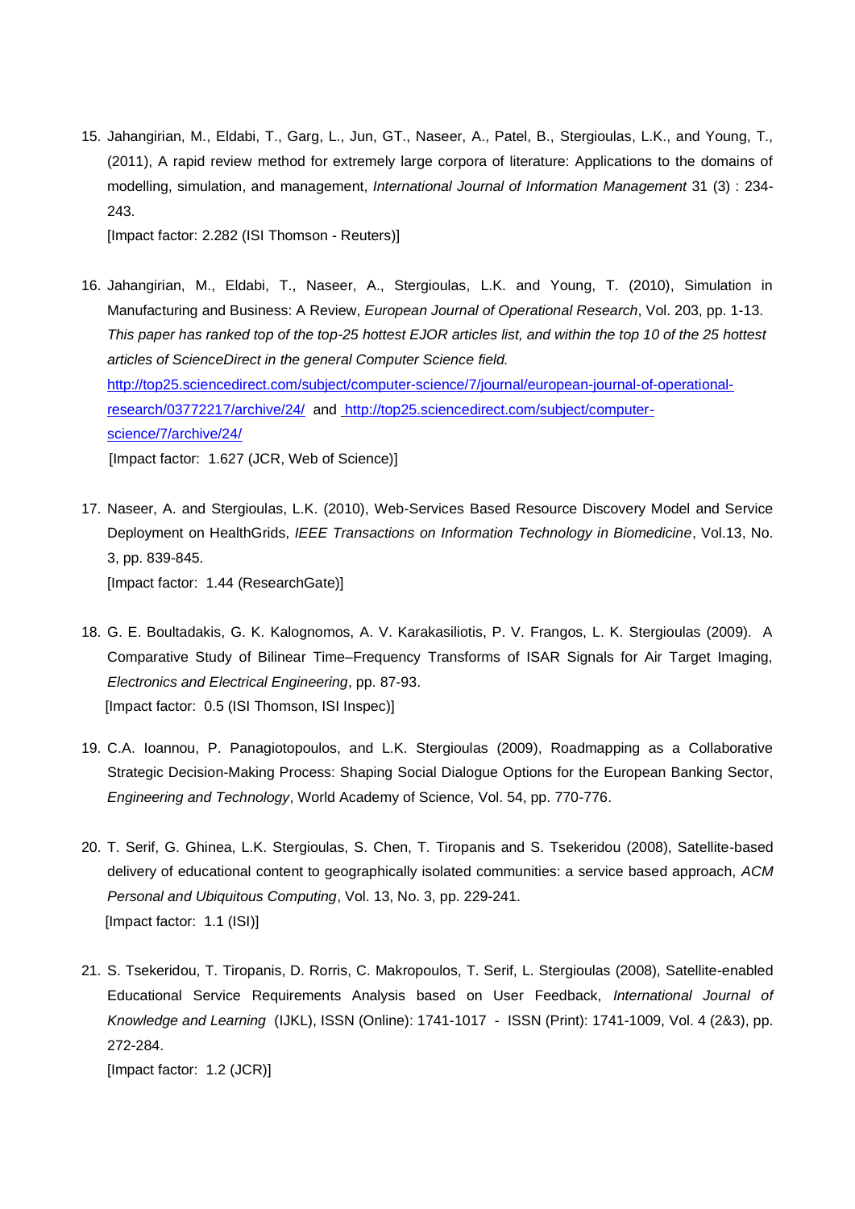15. Jahangirian, M., Eldabi, T., Garg, L., Jun, GT., Naseer, A., Patel, B., Stergioulas, L.K., and Young, T., (2011), A rapid review method for extremely large corpora of literature: Applications to the domains of modelling, simulation, and management, *International Journal of Information Management* 31 (3) : 234-243.
    [Impact factor: 2.282 (ISI Thomson - Reuters)]

16. Jahangirian, M., Eldabi, T., Naseer, A., Stergioulas, L.K. and Young, T. (2010), Simulation in Manufacturing and Business: A Review, *European Journal of Operational Research*, Vol. 203, pp. 1-13. *This paper has ranked top of the top-25 hottest EJOR articles list, and within the top 10 of the 25 hottest articles of ScienceDirect in the general Computer Science field.*
    http://top25.sciencedirect.com/subject/computer-science/7/journal/european-journal-of-operational-research/03772217/archive/24/ and http://top25.sciencedirect.com/subject/computer-science/7/archive/24/
    [Impact factor: 1.627 (JCR, Web of Science)]

17. Naseer, A. and Stergioulas, L.K. (2010), Web-Services Based Resource Discovery Model and Service Deployment on HealthGrids, *IEEE Transactions on Information Technology in Biomedicine*, Vol.13, No. 3, pp. 839-845.
    [Impact factor: 1.44 (ResearchGate)]

18. G. E. Boultadakis, G. K. Kalognomos, A. V. Karakasiliotis, P. V. Frangos, L. K. Stergioulas (2009). A Comparative Study of Bilinear Time–Frequency Transforms of ISAR Signals for Air Target Imaging, *Electronics and Electrical Engineering*, pp. 87-93.
    [Impact factor: 0.5 (ISI Thomson, ISI Inspec)]

19. C.A. Ioannou, P. Panagiotopoulos, and L.K. Stergioulas (2009), Roadmapping as a Collaborative Strategic Decision-Making Process: Shaping Social Dialogue Options for the European Banking Sector, *Engineering and Technology*, World Academy of Science, Vol. 54, pp. 770-776.

20. T. Serif, G. Ghinea, L.K. Stergioulas, S. Chen, T. Tiropanis and S. Tsekeridou (2008), Satellite-based delivery of educational content to geographically isolated communities: a service based approach, *ACM Personal and Ubiquitous Computing*, Vol. 13, No. 3, pp. 229-241.
    [Impact factor: 1.1 (ISI)]

21. S. Tsekeridou, T. Tiropanis, D. Rorris, C. Makropoulos, T. Serif, L. Stergioulas (2008), Satellite-enabled Educational Service Requirements Analysis based on User Feedback, *International Journal of Knowledge and Learning* (IJKL), ISSN (Online): 1741-1017 - ISSN (Print): 1741-1009, Vol. 4 (2&3), pp. 272-284.
    [Impact factor: 1.2 (JCR)]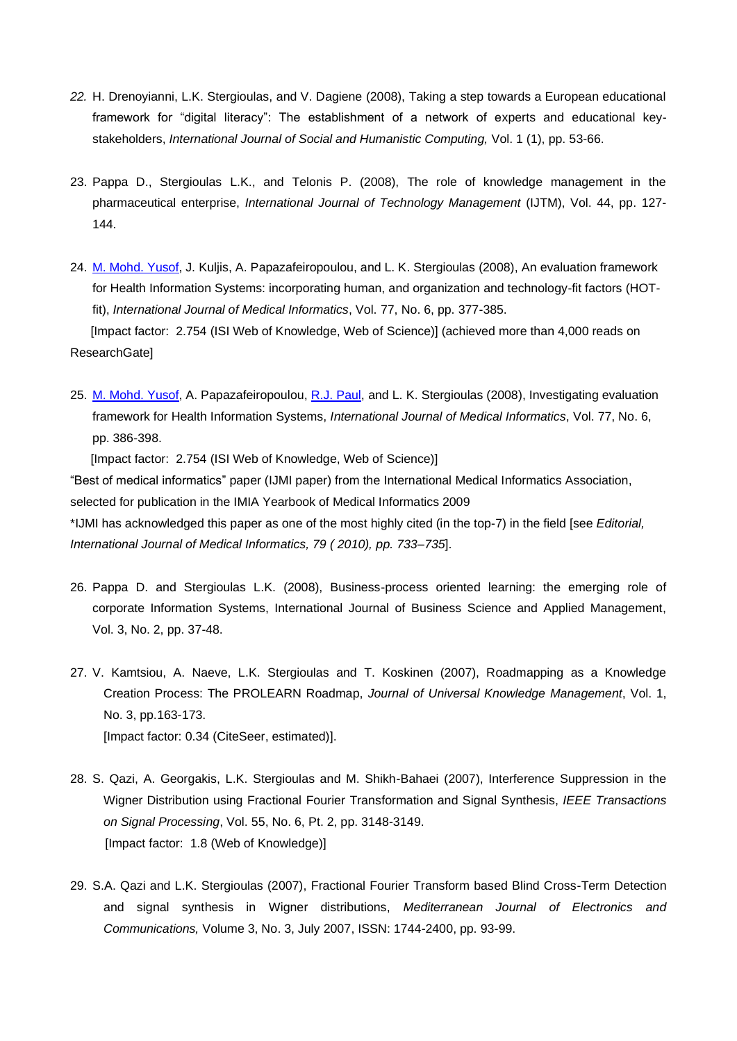*22.* H. Drenoyianni, L.K. Stergioulas, and V. Dagiene (2008), Taking a step towards a European educational framework for "digital literacy": The establishment of a network of experts and educational key-stakeholders, *International Journal of Social and Humanistic Computing,* Vol. 1 (1), pp. 53-66.

23. Pappa D., Stergioulas L.K., and Telonis P. (2008), The role of knowledge management in the pharmaceutical enterprise, *International Journal of Technology Management* (IJTM), Vol. 44, pp. 127-144.

24. M. Mohd. Yusof, J. Kuljis, A. Papazafeiropoulou, and L. K. Stergioulas (2008), An evaluation framework for Health Information Systems: incorporating human, and organization and technology-fit factors (HOT-fit), *International Journal of Medical Informatics*, Vol. 77, No. 6, pp. 377-385.
[Impact factor: 2.754 (ISI Web of Knowledge, Web of Science)] (achieved more than 4,000 reads on ResearchGate]

25. M. Mohd. Yusof, A. Papazafeiropoulou, R.J. Paul, and L. K. Stergioulas (2008), Investigating evaluation framework for Health Information Systems, *International Journal of Medical Informatics*, Vol. 77, No. 6, pp. 386-398.
[Impact factor: 2.754 (ISI Web of Knowledge, Web of Science)]
"Best of medical informatics" paper (IJMI paper) from the International Medical Informatics Association, selected for publication in the IMIA Yearbook of Medical Informatics 2009
*IJMI has acknowledged this paper as one of the most highly cited (in the top-7) in the field [see *Editorial, International Journal of Medical Informatics, 79 ( 2010), pp. 733–735*].

26. Pappa D. and Stergioulas L.K. (2008), Business-process oriented learning: the emerging role of corporate Information Systems, International Journal of Business Science and Applied Management, Vol. 3, No. 2, pp. 37-48.

27. V. Kamtsiou, A. Naeve, L.K. Stergioulas and T. Koskinen (2007), Roadmapping as a Knowledge Creation Process: The PROLEARN Roadmap, *Journal of Universal Knowledge Management*, Vol. 1, No. 3, pp.163-173.
[Impact factor: 0.34 (CiteSeer, estimated)].

28. S. Qazi, A. Georgakis, L.K. Stergioulas and M. Shikh-Bahaei (2007), Interference Suppression in the Wigner Distribution using Fractional Fourier Transformation and Signal Synthesis, *IEEE Transactions on Signal Processing*, Vol. 55, No. 6, Pt. 2, pp. 3148-3149.
[Impact factor: 1.8 (Web of Knowledge)]

29. S.A. Qazi and L.K. Stergioulas (2007), Fractional Fourier Transform based Blind Cross-Term Detection and signal synthesis in Wigner distributions, *Mediterranean Journal of Electronics and Communications,* Volume 3, No. 3, July 2007, ISSN: 1744-2400, pp. 93-99.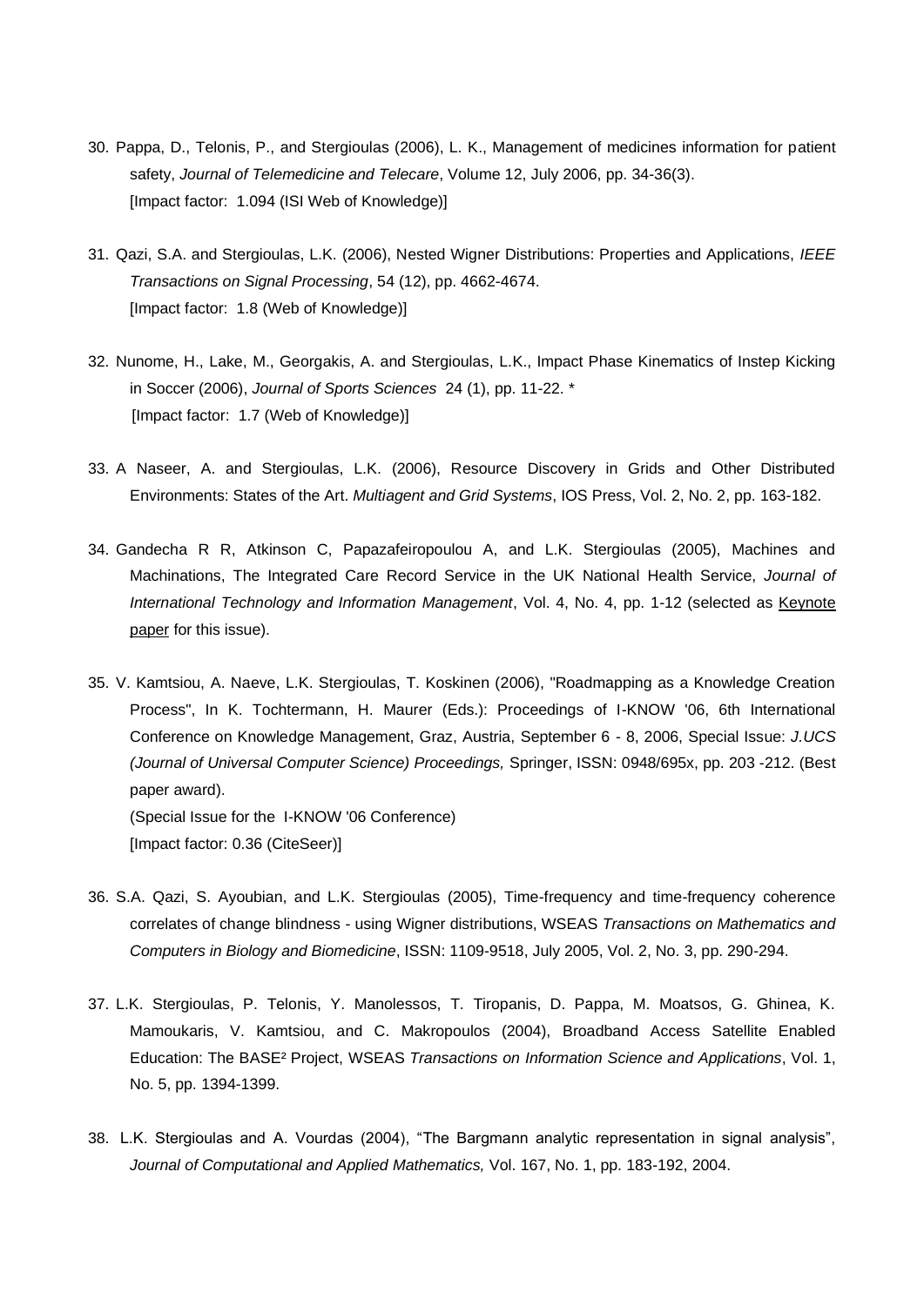30. Pappa, D., Telonis, P., and Stergioulas (2006), L. K., Management of medicines information for patient safety, *Journal of Telemedicine and Telecare*, Volume 12, July 2006, pp. 34-36(3).
    [Impact factor: 1.094 (ISI Web of Knowledge)]

31. Qazi, S.A. and Stergioulas, L.K. (2006), Nested Wigner Distributions: Properties and Applications, *IEEE Transactions on Signal Processing*, 54 (12), pp. 4662-4674.
    [Impact factor: 1.8 (Web of Knowledge)]

32. Nunome, H., Lake, M., Georgakis, A. and Stergioulas, L.K., Impact Phase Kinematics of Instep Kicking in Soccer (2006), *Journal of Sports Sciences* 24 (1), pp. 11-22. *
    [Impact factor: 1.7 (Web of Knowledge)]

33. A Naseer, A. and Stergioulas, L.K. (2006), Resource Discovery in Grids and Other Distributed Environments: States of the Art. *Multiagent and Grid Systems*, IOS Press, Vol. 2, No. 2, pp. 163-182.

34. Gandecha R R, Atkinson C, Papazafeiropoulou A, and L.K. Stergioulas (2005), Machines and Machinations, The Integrated Care Record Service in the UK National Health Service, *Journal of International Technology and Information Management*, Vol. 4, No. 4, pp. 1-12 (selected as Keynote paper for this issue).

35. V. Kamtsiou, A. Naeve, L.K. Stergioulas, T. Koskinen (2006), "Roadmapping as a Knowledge Creation Process", In K. Tochtermann, H. Maurer (Eds.): Proceedings of I-KNOW '06, 6th International Conference on Knowledge Management, Graz, Austria, September 6 - 8, 2006, Special Issue: *J.UCS (Journal of Universal Computer Science) Proceedings,* Springer, ISSN: 0948/695x, pp. 203 -212. (Best paper award).
    (Special Issue for the I-KNOW '06 Conference)
    [Impact factor: 0.36 (CiteSeer)]

36. S.A. Qazi, S. Ayoubian, and L.K. Stergioulas (2005), Time-frequency and time-frequency coherence correlates of change blindness - using Wigner distributions, WSEAS *Transactions on Mathematics and Computers in Biology and Biomedicine*, ISSN: 1109-9518, July 2005, Vol. 2, No. 3, pp. 290-294.

37. L.K. Stergioulas, P. Telonis, Y. Manolessos, T. Tiropanis, D. Pappa, M. Moatsos, G. Ghinea, K. Mamoukaris, V. Kamtsiou, and C. Makropoulos (2004), Broadband Access Satellite Enabled Education: The BASE² Project, WSEAS *Transactions on Information Science and Applications*, Vol. 1, No. 5, pp. 1394-1399.

38. L.K. Stergioulas and A. Vourdas (2004), "The Bargmann analytic representation in signal analysis", *Journal of Computational and Applied Mathematics,* Vol. 167, No. 1, pp. 183-192, 2004.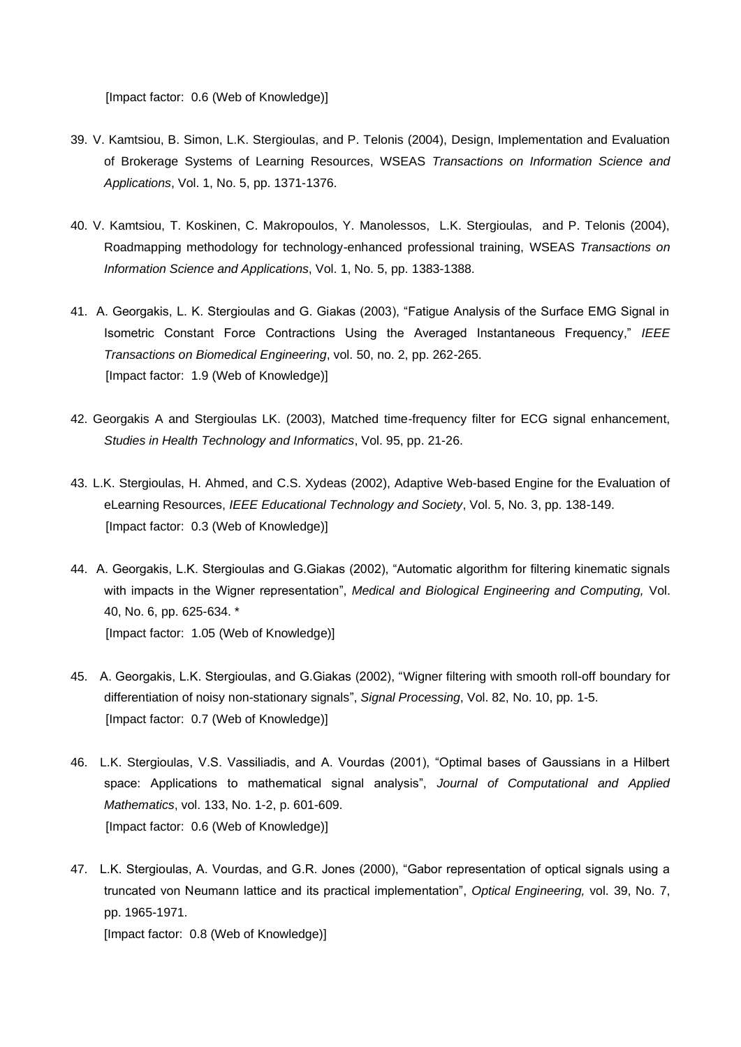[Impact factor:  0.6 (Web of Knowledge)]

39. V. Kamtsiou, B. Simon, L.K. Stergioulas, and P. Telonis (2004), Design, Implementation and Evaluation of Brokerage Systems of Learning Resources, WSEAS *Transactions on Information Science and Applications*, Vol. 1, No. 5, pp. 1371-1376.

40. V. Kamtsiou, T. Koskinen, C. Makropoulos, Y. Manolessos, L.K. Stergioulas, and P. Telonis (2004), Roadmapping methodology for technology-enhanced professional training, WSEAS *Transactions on Information Science and Applications*, Vol. 1, No. 5, pp. 1383-1388.

41. A. Georgakis, L. K. Stergioulas and G. Giakas (2003), "Fatigue Analysis of the Surface EMG Signal in Isometric Constant Force Contractions Using the Averaged Instantaneous Frequency," *IEEE Transactions on Biomedical Engineering*, vol. 50, no. 2, pp. 262-265.
    [Impact factor:  1.9 (Web of Knowledge)]

42. Georgakis A and Stergioulas LK. (2003), Matched time-frequency filter for ECG signal enhancement, *Studies in Health Technology and Informatics*, Vol. 95, pp. 21-26.

43. L.K. Stergioulas, H. Ahmed, and C.S. Xydeas (2002), Adaptive Web-based Engine for the Evaluation of eLearning Resources, *IEEE Educational Technology and Society*, Vol. 5, No. 3, pp. 138-149.
    [Impact factor:  0.3 (Web of Knowledge)]

44. A. Georgakis, L.K. Stergioulas and G.Giakas (2002), "Automatic algorithm for filtering kinematic signals with impacts in the Wigner representation", *Medical and Biological Engineering and Computing,* Vol. 40, No. 6, pp. 625-634. *
    [Impact factor:  1.05 (Web of Knowledge)]

45. A. Georgakis, L.K. Stergioulas, and G.Giakas (2002), "Wigner filtering with smooth roll-off boundary for differentiation of noisy non-stationary signals", *Signal Processing*, Vol. 82, No. 10, pp. 1-5.
    [Impact factor:  0.7 (Web of Knowledge)]

46. L.K. Stergioulas, V.S. Vassiliadis, and A. Vourdas (2001), "Optimal bases of Gaussians in a Hilbert space: Applications to mathematical signal analysis", *Journal of Computational and Applied Mathematics*, vol. 133, No. 1-2, p. 601-609.
    [Impact factor:  0.6 (Web of Knowledge)]

47. L.K. Stergioulas, A. Vourdas, and G.R. Jones (2000), "Gabor representation of optical signals using a truncated von Neumann lattice and its practical implementation", *Optical Engineering,* vol. 39, No. 7, pp. 1965-1971.
    [Impact factor:  0.8 (Web of Knowledge)]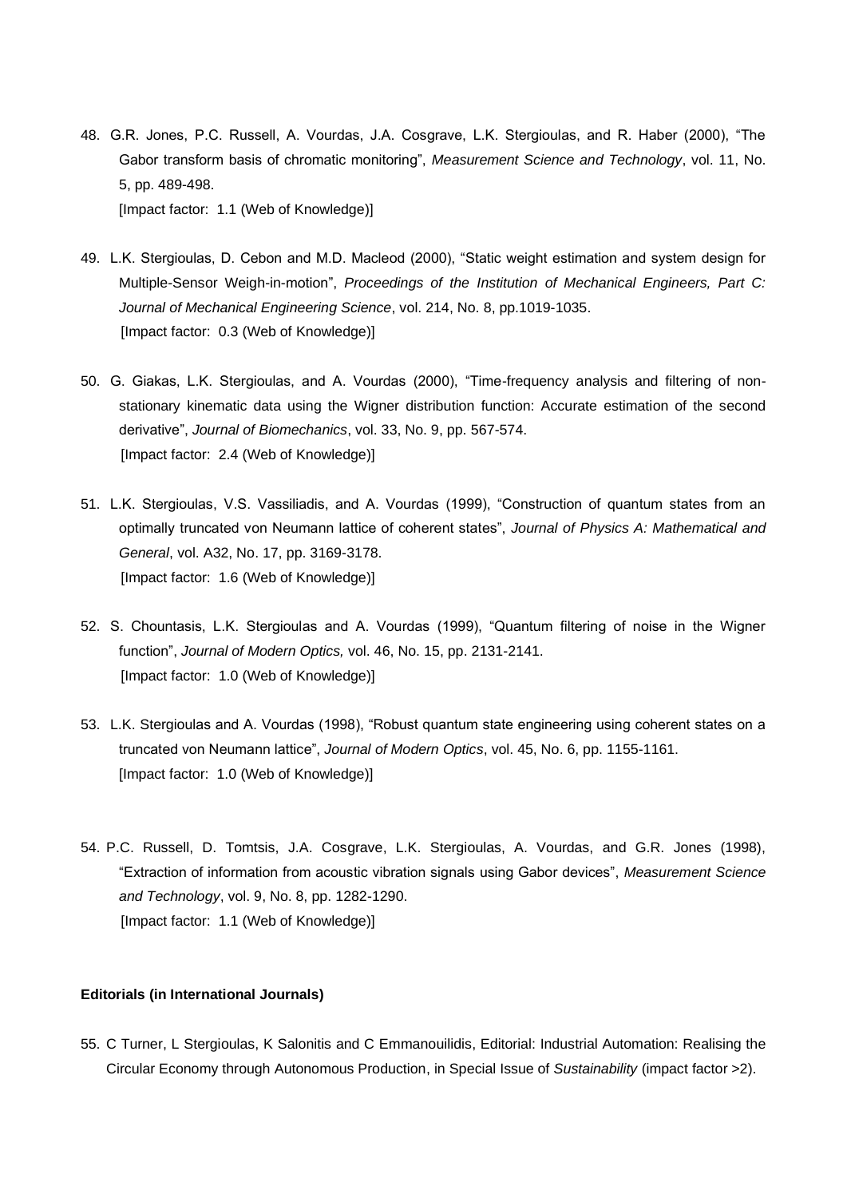48. G.R. Jones, P.C. Russell, A. Vourdas, J.A. Cosgrave, L.K. Stergioulas, and R. Haber (2000), "The Gabor transform basis of chromatic monitoring", *Measurement Science and Technology*, vol. 11, No. 5, pp. 489-498.
   [Impact factor: 1.1 (Web of Knowledge)]

49. L.K. Stergioulas, D. Cebon and M.D. Macleod (2000), "Static weight estimation and system design for Multiple-Sensor Weigh-in-motion", *Proceedings of the Institution of Mechanical Engineers, Part C: Journal of Mechanical Engineering Science*, vol. 214, No. 8, pp.1019-1035.
   [Impact factor: 0.3 (Web of Knowledge)]

50. G. Giakas, L.K. Stergioulas, and A. Vourdas (2000), "Time-frequency analysis and filtering of non-stationary kinematic data using the Wigner distribution function: Accurate estimation of the second derivative", *Journal of Biomechanics*, vol. 33, No. 9, pp. 567-574.
   [Impact factor: 2.4 (Web of Knowledge)]

51. L.K. Stergioulas, V.S. Vassiliadis, and A. Vourdas (1999), "Construction of quantum states from an optimally truncated von Neumann lattice of coherent states", *Journal of Physics A: Mathematical and General*, vol. A32, No. 17, pp. 3169-3178.
   [Impact factor: 1.6 (Web of Knowledge)]

52. S. Chountasis, L.K. Stergioulas and A. Vourdas (1999), "Quantum filtering of noise in the Wigner function", *Journal of Modern Optics,* vol. 46, No. 15, pp. 2131-2141.
   [Impact factor: 1.0 (Web of Knowledge)]

53. L.K. Stergioulas and A. Vourdas (1998), "Robust quantum state engineering using coherent states on a truncated von Neumann lattice", *Journal of Modern Optics*, vol. 45, No. 6, pp. 1155-1161.
   [Impact factor: 1.0 (Web of Knowledge)]

54. P.C. Russell, D. Tomtsis, J.A. Cosgrave, L.K. Stergioulas, A. Vourdas, and G.R. Jones (1998), "Extraction of information from acoustic vibration signals using Gabor devices", *Measurement Science and Technology*, vol. 9, No. 8, pp. 1282-1290.
   [Impact factor: 1.1 (Web of Knowledge)]

**Editorials (in International Journals)**

55. C Turner, L Stergioulas, K Salonitis and C Emmanouilidis, Editorial: Industrial Automation: Realising the Circular Economy through Autonomous Production, in Special Issue of *Sustainability* (impact factor >2).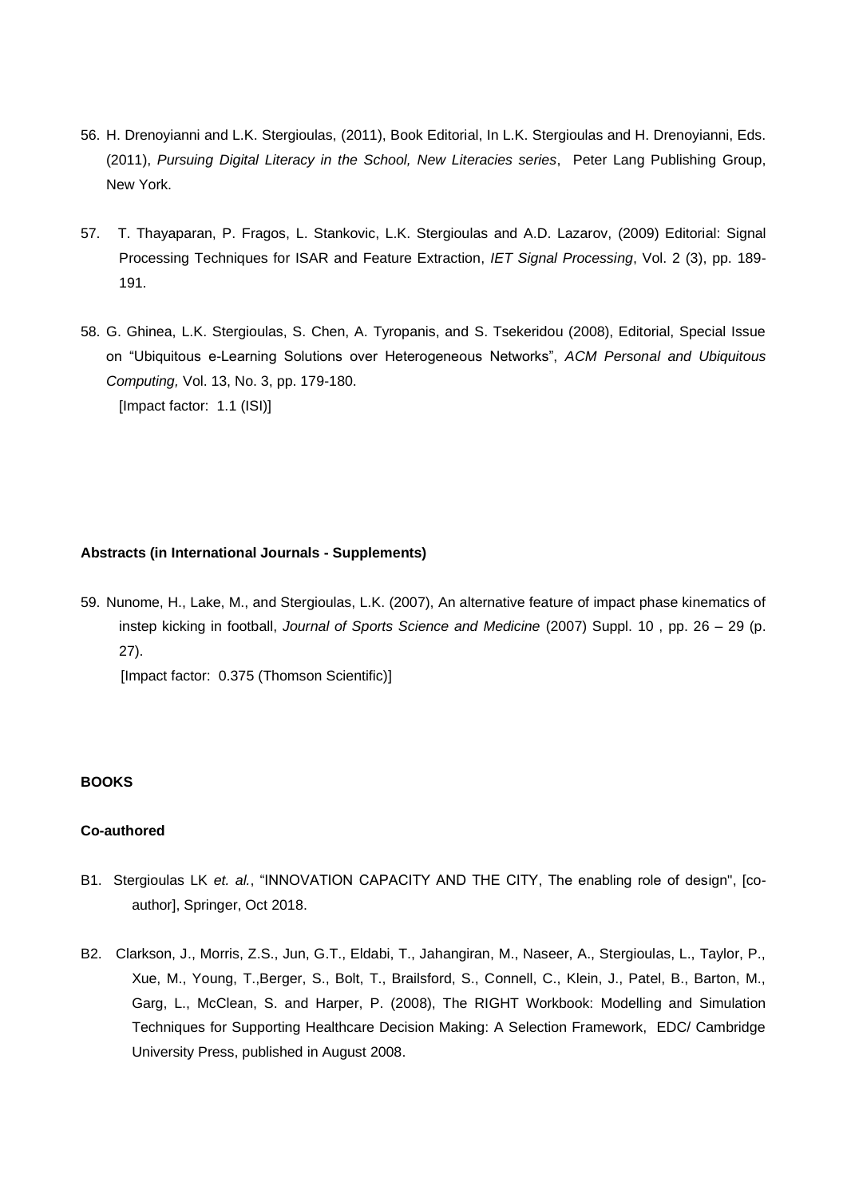56. H. Drenoyianni and L.K. Stergioulas, (2011), Book Editorial, In L.K. Stergioulas and H. Drenoyianni, Eds. (2011), *Pursuing Digital Literacy in the School, New Literacies series*, Peter Lang Publishing Group, New York.

57. T. Thayaparan, P. Fragos, L. Stankovic, L.K. Stergioulas and A.D. Lazarov, (2009) Editorial: Signal Processing Techniques for ISAR and Feature Extraction, *IET Signal Processing*, Vol. 2 (3), pp. 189-191.

58. G. Ghinea, L.K. Stergioulas, S. Chen, A. Tyropanis, and S. Tsekeridou (2008), Editorial, Special Issue on "Ubiquitous e-Learning Solutions over Heterogeneous Networks", *ACM Personal and Ubiquitous Computing,* Vol. 13, No. 3, pp. 179-180.
    [Impact factor: 1.1 (ISI)]

**Abstracts (in International Journals - Supplements)**

59. Nunome, H., Lake, M., and Stergioulas, L.K. (2007), An alternative feature of impact phase kinematics of instep kicking in football, *Journal of Sports Science and Medicine* (2007) Suppl. 10 , pp. 26 – 29 (p. 27).
    [Impact factor: 0.375 (Thomson Scientific)]

**BOOKS**

**Co-authored**

B1. Stergioulas LK *et. al.*, "INNOVATION CAPACITY AND THE CITY, The enabling role of design", [co-author], Springer, Oct 2018.

B2. Clarkson, J., Morris, Z.S., Jun, G.T., Eldabi, T., Jahangiran, M., Naseer, A., Stergioulas, L., Taylor, P., Xue, M., Young, T.,Berger, S., Bolt, T., Brailsford, S., Connell, C., Klein, J., Patel, B., Barton, M., Garg, L., McClean, S. and Harper, P. (2008), The RIGHT Workbook: Modelling and Simulation Techniques for Supporting Healthcare Decision Making: A Selection Framework, EDC/ Cambridge University Press, published in August 2008.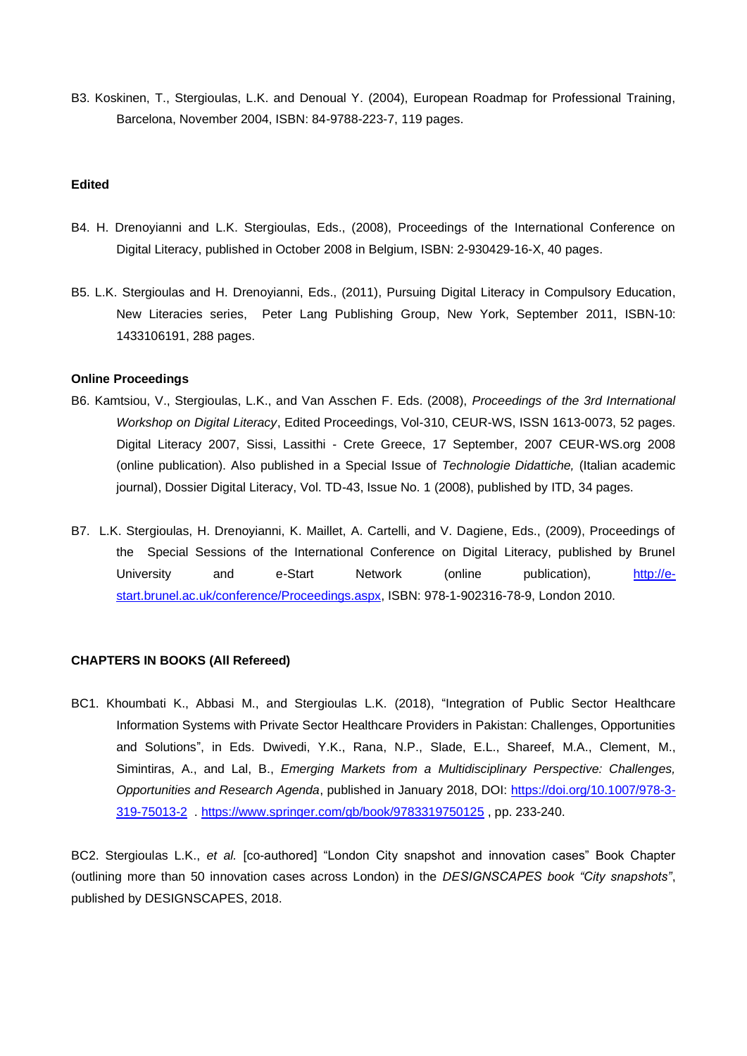B3. Koskinen, T., Stergioulas, L.K. and Denoual Y. (2004), European Roadmap for Professional Training, Barcelona, November 2004, ISBN: 84-9788-223-7, 119 pages.

**Edited**

B4. H. Drenoyianni and L.K. Stergioulas, Eds., (2008), Proceedings of the International Conference on Digital Literacy, published in October 2008 in Belgium, ISBN: 2-930429-16-X, 40 pages.

B5. L.K. Stergioulas and H. Drenoyianni, Eds., (2011), Pursuing Digital Literacy in Compulsory Education, New Literacies series, Peter Lang Publishing Group, New York, September 2011, ISBN-10: 1433106191, 288 pages.

**Online Proceedings**

B6. Kamtsiou, V., Stergioulas, L.K., and Van Asschen F. Eds. (2008), *Proceedings of the 3rd International Workshop on Digital Literacy*, Edited Proceedings, Vol-310, CEUR-WS, ISSN 1613-0073, 52 pages. Digital Literacy 2007, Sissi, Lassithi - Crete Greece, 17 September, 2007 CEUR-WS.org 2008 (online publication). Also published in a Special Issue of *Technologie Didattiche,* (Italian academic journal), Dossier Digital Literacy, Vol. TD-43, Issue No. 1 (2008), published by ITD, 34 pages.

B7. L.K. Stergioulas, H. Drenoyianni, K. Maillet, A. Cartelli, and V. Dagiene, Eds., (2009), Proceedings of the Special Sessions of the International Conference on Digital Literacy, published by Brunel University and e-Start Network (online publication), http://e-start.brunel.ac.uk/conference/Proceedings.aspx, ISBN: 978-1-902316-78-9, London 2010.

**CHAPTERS IN BOOKS (All Refereed)**

BC1. Khoumbati K., Abbasi M., and Stergioulas L.K. (2018), "Integration of Public Sector Healthcare Information Systems with Private Sector Healthcare Providers in Pakistan: Challenges, Opportunities and Solutions", in Eds. Dwivedi, Y.K., Rana, N.P., Slade, E.L., Shareef, M.A., Clement, M., Simintiras, A., and Lal, B., *Emerging Markets from a Multidisciplinary Perspective: Challenges, Opportunities and Research Agenda*, published in January 2018, DOI: https://doi.org/10.1007/978-3-319-75013-2 . https://www.springer.com/gb/book/9783319750125 , pp. 233-240.

BC2. Stergioulas L.K., *et al.* [co-authored] "London City snapshot and innovation cases" Book Chapter (outlining more than 50 innovation cases across London) in the *DESIGNSCAPES book "City snapshots"*, published by DESIGNSCAPES, 2018.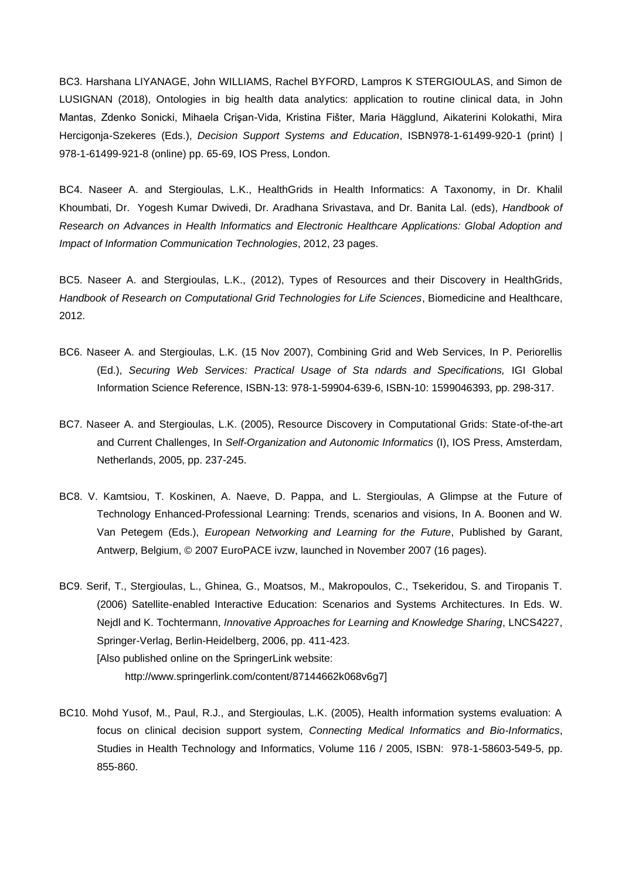BC3. Harshana LIYANAGE, John WILLIAMS, Rachel BYFORD, Lampros K STERGIOULAS, and Simon de LUSIGNAN (2018), Ontologies in big health data analytics: application to routine clinical data, in John Mantas, Zdenko Sonicki, Mihaela Crişan-Vida, Kristina Fišter, Maria Hägglund, Aikaterini Kolokathi, Mira Hercigonja-Szekeres (Eds.), *Decision Support Systems and Education*, ISBN978-1-61499-920-1 (print) | 978-1-61499-921-8 (online) pp. 65-69, IOS Press, London.

BC4. Naseer A. and Stergioulas, L.K., HealthGrids in Health Informatics: A Taxonomy, in Dr. Khalil Khoumbati, Dr. Yogesh Kumar Dwivedi, Dr. Aradhana Srivastava, and Dr. Banita Lal. (eds), *Handbook of Research on Advances in Health Informatics and Electronic Healthcare Applications: Global Adoption and Impact of Information Communication Technologies*, 2012, 23 pages.

BC5. Naseer A. and Stergioulas, L.K., (2012), Types of Resources and their Discovery in HealthGrids, *Handbook of Research on Computational Grid Technologies for Life Sciences*, Biomedicine and Healthcare, 2012.

BC6. Naseer A. and Stergioulas, L.K. (15 Nov 2007), Combining Grid and Web Services, In P. Periorellis (Ed.), *Securing Web Services: Practical Usage of Sta ndards and Specifications,* IGI Global Information Science Reference, ISBN-13: 978-1-59904-639-6, ISBN-10: 1599046393, pp. 298-317.

BC7. Naseer A. and Stergioulas, L.K. (2005), Resource Discovery in Computational Grids: State-of-the-art and Current Challenges, In *Self-Organization and Autonomic Informatics* (I), IOS Press, Amsterdam, Netherlands, 2005, pp. 237-245.

BC8. V. Kamtsiou, T. Koskinen, A. Naeve, D. Pappa, and L. Stergioulas, A Glimpse at the Future of Technology Enhanced-Professional Learning: Trends, scenarios and visions, In A. Boonen and W. Van Petegem (Eds.), *European Networking and Learning for the Future*, Published by Garant, Antwerp, Belgium, © 2007 EuroPACE ivzw, launched in November 2007 (16 pages).

BC9. Serif, T., Stergioulas, L., Ghinea, G., Moatsos, M., Makropoulos, C., Tsekeridou, S. and Tiropanis T. (2006) Satellite-enabled Interactive Education: Scenarios and Systems Architectures. In Eds. W. Nejdl and K. Tochtermann, *Innovative Approaches for Learning and Knowledge Sharing*, LNCS4227, Springer-Verlag, Berlin-Heidelberg, 2006, pp. 411-423.
[Also published online on the SpringerLink website:
http://www.springerlink.com/content/87144662k068v6g7]

BC10. Mohd Yusof, M., Paul, R.J., and Stergioulas, L.K. (2005), Health information systems evaluation: A focus on clinical decision support system, *Connecting Medical Informatics and Bio-Informatics*, Studies in Health Technology and Informatics, Volume 116 / 2005, ISBN: 978-1-58603-549-5, pp. 855-860.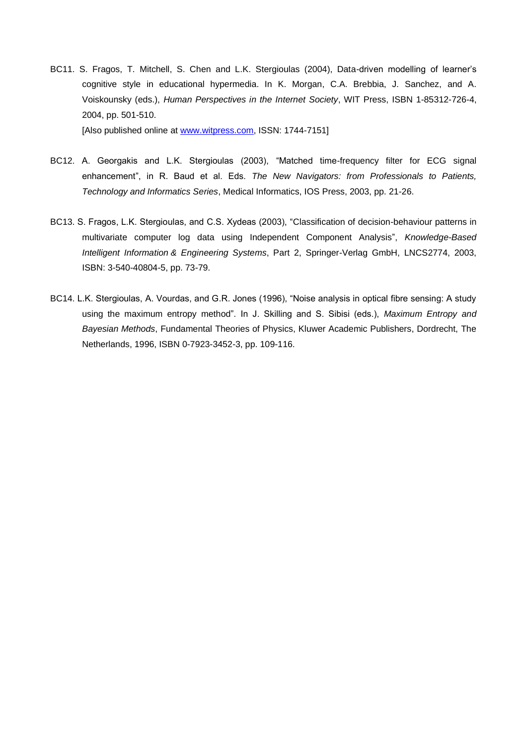BC11. S. Fragos, T. Mitchell, S. Chen and L.K. Stergioulas (2004), Data-driven modelling of learner's cognitive style in educational hypermedia. In K. Morgan, C.A. Brebbia, J. Sanchez, and A. Voiskounsky (eds.), *Human Perspectives in the Internet Society*, WIT Press, ISBN 1-85312-726-4, 2004, pp. 501-510.
[Also published online at www.witpress.com, ISSN: 1744-7151]

BC12. A. Georgakis and L.K. Stergioulas (2003), "Matched time-frequency filter for ECG signal enhancement", in R. Baud et al. Eds. *The New Navigators: from Professionals to Patients, Technology and Informatics Series*, Medical Informatics, IOS Press, 2003, pp. 21-26.

BC13. S. Fragos, L.K. Stergioulas, and C.S. Xydeas (2003), "Classification of decision-behaviour patterns in multivariate computer log data using Independent Component Analysis", *Knowledge-Based Intelligent Information & Engineering Systems*, Part 2, Springer-Verlag GmbH, LNCS2774, 2003, ISBN: 3-540-40804-5, pp. 73-79.

BC14. L.K. Stergioulas, A. Vourdas, and G.R. Jones (1996), "Noise analysis in optical fibre sensing: A study using the maximum entropy method". In J. Skilling and S. Sibisi (eds.), *Maximum Entropy and Bayesian Methods*, Fundamental Theories of Physics, Kluwer Academic Publishers, Dordrecht, The Netherlands, 1996, ISBN 0-7923-3452-3, pp. 109-116.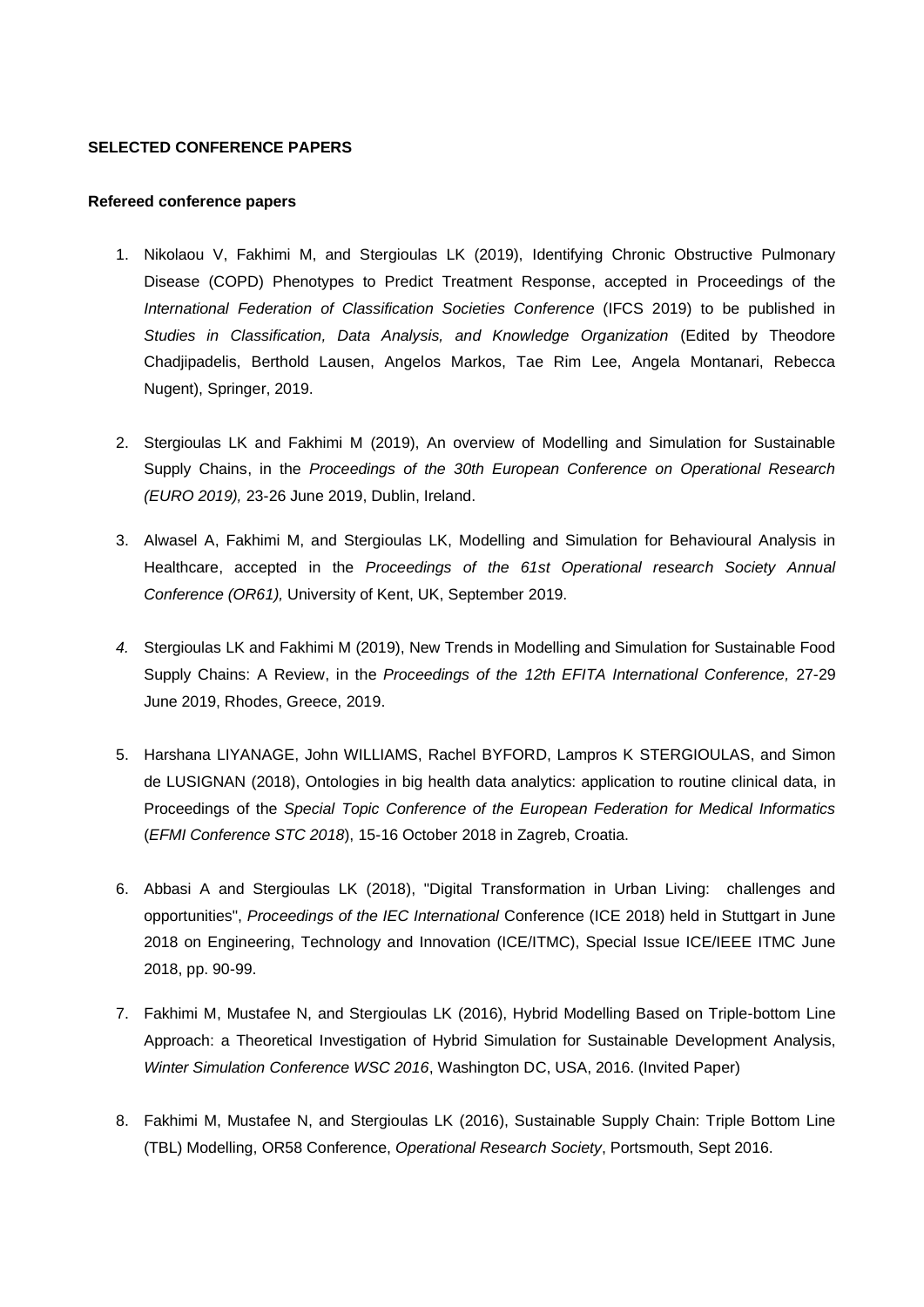**SELECTED CONFERENCE PAPERS**

**Refereed conference papers**

1. Nikolaou V, Fakhimi M, and Stergioulas LK (2019), Identifying Chronic Obstructive Pulmonary Disease (COPD) Phenotypes to Predict Treatment Response, accepted in Proceedings of the *International Federation of Classification Societies Conference* (IFCS 2019) to be published in *Studies in Classification, Data Analysis, and Knowledge Organization* (Edited by Theodore Chadjipadelis, Berthold Lausen, Angelos Markos, Tae Rim Lee, Angela Montanari, Rebecca Nugent), Springer, 2019.

2. Stergioulas LK and Fakhimi M (2019), An overview of Modelling and Simulation for Sustainable Supply Chains, in the *Proceedings of the 30th European Conference on Operational Research (EURO 2019),* 23-26 June 2019, Dublin, Ireland.

3. Alwasel A, Fakhimi M, and Stergioulas LK, Modelling and Simulation for Behavioural Analysis in Healthcare, accepted in the *Proceedings of the 61st Operational research Society Annual Conference (OR61),* University of Kent, UK, September 2019.

4. Stergioulas LK and Fakhimi M (2019), New Trends in Modelling and Simulation for Sustainable Food Supply Chains: A Review, in the *Proceedings of the 12th EFITA International Conference,* 27-29 June 2019, Rhodes, Greece, 2019.

5. Harshana LIYANAGE, John WILLIAMS, Rachel BYFORD, Lampros K STERGIOULAS, and Simon de LUSIGNAN (2018), Ontologies in big health data analytics: application to routine clinical data, in Proceedings of the *Special Topic Conference of the European Federation for Medical Informatics* (*EFMI Conference STC 2018*), 15-16 October 2018 in Zagreb, Croatia.

6. Abbasi A and Stergioulas LK (2018), "Digital Transformation in Urban Living: challenges and opportunities", *Proceedings of the IEC International* Conference (ICE 2018) held in Stuttgart in June 2018 on Engineering, Technology and Innovation (ICE/ITMC), Special Issue ICE/IEEE ITMC June 2018, pp. 90-99.

7. Fakhimi M, Mustafee N, and Stergioulas LK (2016), Hybrid Modelling Based on Triple-bottom Line Approach: a Theoretical Investigation of Hybrid Simulation for Sustainable Development Analysis, *Winter Simulation Conference WSC 2016*, Washington DC, USA, 2016. (Invited Paper)

8. Fakhimi M, Mustafee N, and Stergioulas LK (2016), Sustainable Supply Chain: Triple Bottom Line (TBL) Modelling, OR58 Conference, *Operational Research Society*, Portsmouth, Sept 2016.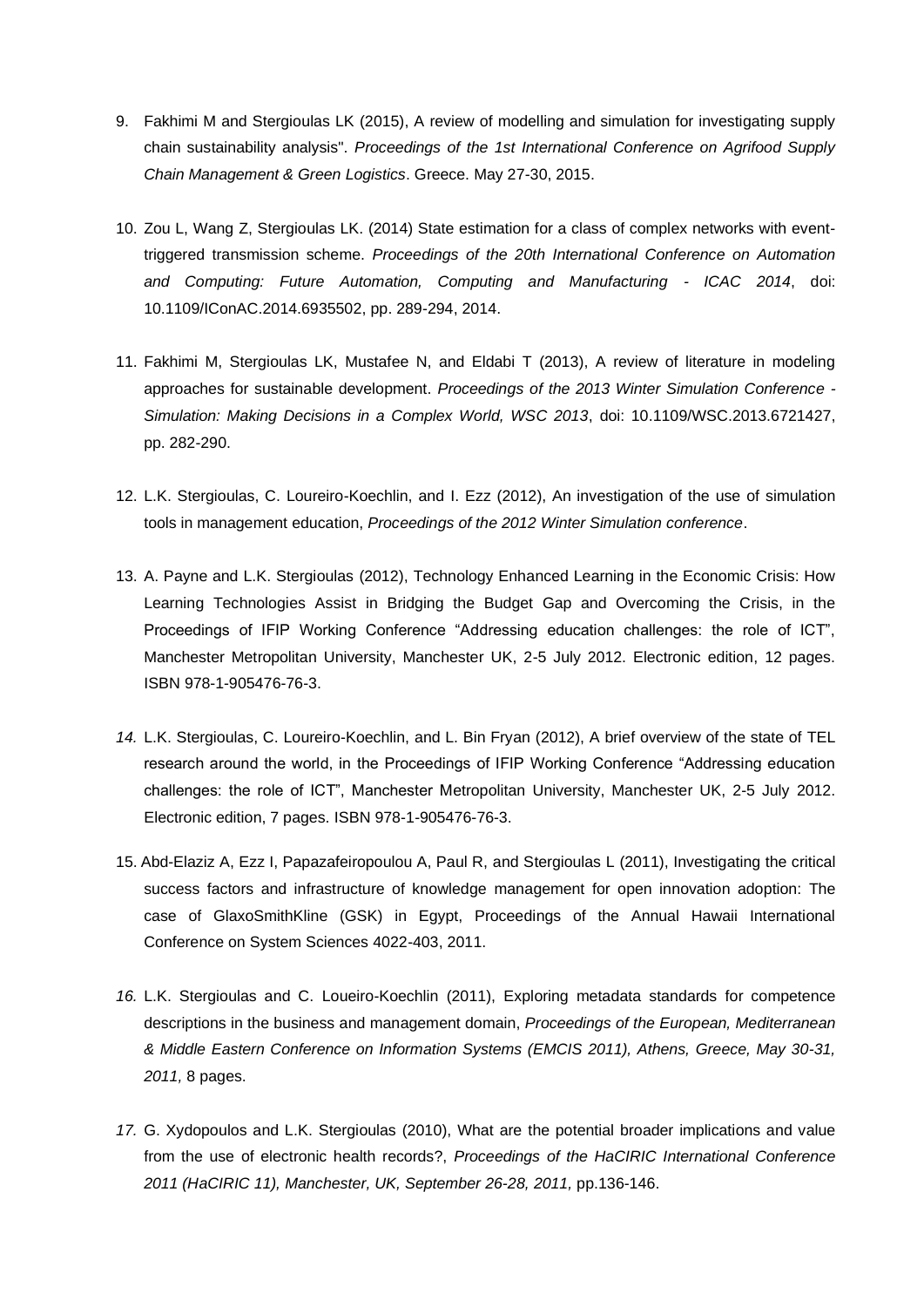9. Fakhimi M and Stergioulas LK (2015), A review of modelling and simulation for investigating supply chain sustainability analysis". *Proceedings of the 1st International Conference on Agrifood Supply Chain Management & Green Logistics*. Greece. May 27-30, 2015.

10. Zou L, Wang Z, Stergioulas LK. (2014) State estimation for a class of complex networks with event-triggered transmission scheme. *Proceedings of the 20th International Conference on Automation and Computing: Future Automation, Computing and Manufacturing - ICAC 2014*, doi: 10.1109/IConAC.2014.6935502, pp. 289-294, 2014.

11. Fakhimi M, Stergioulas LK, Mustafee N, and Eldabi T (2013), A review of literature in modeling approaches for sustainable development. *Proceedings of the 2013 Winter Simulation Conference - Simulation: Making Decisions in a Complex World, WSC 2013*, doi: 10.1109/WSC.2013.6721427, pp. 282-290.

12. L.K. Stergioulas, C. Loureiro-Koechlin, and I. Ezz (2012), An investigation of the use of simulation tools in management education, *Proceedings of the 2012 Winter Simulation conference*.

13. A. Payne and L.K. Stergioulas (2012), Technology Enhanced Learning in the Economic Crisis: How Learning Technologies Assist in Bridging the Budget Gap and Overcoming the Crisis, in the Proceedings of IFIP Working Conference "Addressing education challenges: the role of ICT", Manchester Metropolitan University, Manchester UK, 2-5 July 2012. Electronic edition, 12 pages. ISBN 978-1-905476-76-3.

14. L.K. Stergioulas, C. Loureiro-Koechlin, and L. Bin Fryan (2012), A brief overview of the state of TEL research around the world, in the Proceedings of IFIP Working Conference "Addressing education challenges: the role of ICT", Manchester Metropolitan University, Manchester UK, 2-5 July 2012. Electronic edition, 7 pages. ISBN 978-1-905476-76-3.

15. Abd-Elaziz A, Ezz I, Papazafeiropoulou A, Paul R, and Stergioulas L (2011), Investigating the critical success factors and infrastructure of knowledge management for open innovation adoption: The case of GlaxoSmithKline (GSK) in Egypt, Proceedings of the Annual Hawaii International Conference on System Sciences 4022-403, 2011.

16. L.K. Stergioulas and C. Loueiro-Koechlin (2011), Exploring metadata standards for competence descriptions in the business and management domain, *Proceedings of the European, Mediterranean & Middle Eastern Conference on Information Systems (EMCIS 2011), Athens, Greece, May 30-31, 2011,* 8 pages.

17. G. Xydopoulos and L.K. Stergioulas (2010), What are the potential broader implications and value from the use of electronic health records?, *Proceedings of the HaCIRIC International Conference 2011 (HaCIRIC 11), Manchester, UK, September 26-28, 2011,* pp.136-146.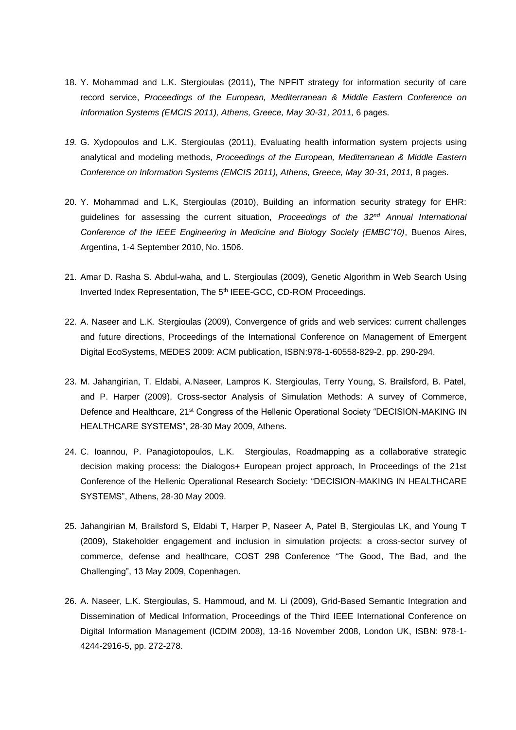18. Y. Mohammad and L.K. Stergioulas (2011), The NPFIT strategy for information security of care record service, *Proceedings of the European, Mediterranean & Middle Eastern Conference on Information Systems (EMCIS 2011), Athens, Greece, May 30-31, 2011,* 6 pages.

19. G. Xydopoulos and L.K. Stergioulas (2011), Evaluating health information system projects using analytical and modeling methods, *Proceedings of the European, Mediterranean & Middle Eastern Conference on Information Systems (EMCIS 2011), Athens, Greece, May 30-31, 2011,* 8 pages.

20. Y. Mohammad and L.K, Stergioulas (2010), Building an information security strategy for EHR: guidelines for assessing the current situation, *Proceedings of the 32nd Annual International Conference of the IEEE Engineering in Medicine and Biology Society (EMBC'10)*, Buenos Aires, Argentina, 1-4 September 2010, No. 1506.

21. Amar D. Rasha S. Abdul-waha, and L. Stergioulas (2009), Genetic Algorithm in Web Search Using Inverted Index Representation, The 5th IEEE-GCC, CD-ROM Proceedings.

22. A. Naseer and L.K. Stergioulas (2009), Convergence of grids and web services: current challenges and future directions, Proceedings of the International Conference on Management of Emergent Digital EcoSystems, MEDES 2009: ACM publication, ISBN:978-1-60558-829-2, pp. 290-294.

23. M. Jahangirian, T. Eldabi, A.Naseer, Lampros K. Stergioulas, Terry Young, S. Brailsford, B. Patel, and P. Harper (2009), Cross-sector Analysis of Simulation Methods: A survey of Commerce, Defence and Healthcare, 21st Congress of the Hellenic Operational Society "DECISION-MAKING IN HEALTHCARE SYSTEMS", 28-30 May 2009, Athens.

24. C. Ioannou, P. Panagiotopoulos, L.K. Stergioulas, Roadmapping as a collaborative strategic decision making process: the Dialogos+ European project approach, In Proceedings of the 21st Conference of the Hellenic Operational Research Society: "DECISION-MAKING IN HEALTHCARE SYSTEMS", Athens, 28-30 May 2009.

25. Jahangirian M, Brailsford S, Eldabi T, Harper P, Naseer A, Patel B, Stergioulas LK, and Young T (2009), Stakeholder engagement and inclusion in simulation projects: a cross-sector survey of commerce, defense and healthcare, COST 298 Conference "The Good, The Bad, and the Challenging", 13 May 2009, Copenhagen.

26. A. Naseer, L.K. Stergioulas, S. Hammoud, and M. Li (2009), Grid-Based Semantic Integration and Dissemination of Medical Information, Proceedings of the Third IEEE International Conference on Digital Information Management (ICDIM 2008), 13-16 November 2008, London UK, ISBN: 978-1-4244-2916-5, pp. 272-278.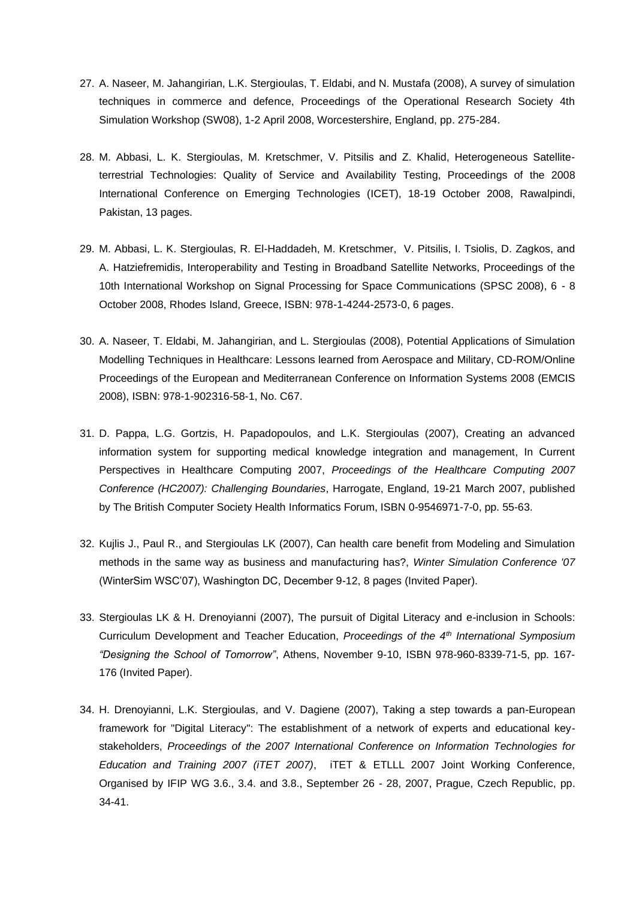27. A. Naseer, M. Jahangirian, L.K. Stergioulas, T. Eldabi, and N. Mustafa (2008), A survey of simulation techniques in commerce and defence, Proceedings of the Operational Research Society 4th Simulation Workshop (SW08), 1-2 April 2008, Worcestershire, England, pp. 275-284.

28. M. Abbasi, L. K. Stergioulas, M. Kretschmer, V. Pitsilis and Z. Khalid, Heterogeneous Satellite-terrestrial Technologies: Quality of Service and Availability Testing, Proceedings of the 2008 International Conference on Emerging Technologies (ICET), 18-19 October 2008, Rawalpindi, Pakistan, 13 pages.

29. M. Abbasi, L. K. Stergioulas, R. El-Haddadeh, M. Kretschmer, V. Pitsilis, I. Tsiolis, D. Zagkos, and A. Hatziefremidis, Interoperability and Testing in Broadband Satellite Networks, Proceedings of the 10th International Workshop on Signal Processing for Space Communications (SPSC 2008), 6 - 8 October 2008, Rhodes Island, Greece, ISBN: 978-1-4244-2573-0, 6 pages.

30. A. Naseer, T. Eldabi, M. Jahangirian, and L. Stergioulas (2008), Potential Applications of Simulation Modelling Techniques in Healthcare: Lessons learned from Aerospace and Military, CD-ROM/Online Proceedings of the European and Mediterranean Conference on Information Systems 2008 (EMCIS 2008), ISBN: 978-1-902316-58-1, No. C67.

31. D. Pappa, L.G. Gortzis, H. Papadopoulos, and L.K. Stergioulas (2007), Creating an advanced information system for supporting medical knowledge integration and management, In Current Perspectives in Healthcare Computing 2007, *Proceedings of the Healthcare Computing 2007 Conference (HC2007): Challenging Boundaries*, Harrogate, England, 19-21 March 2007, published by The British Computer Society Health Informatics Forum, ISBN 0-9546971-7-0, pp. 55-63.

32. Kujlis J., Paul R., and Stergioulas LK (2007), Can health care benefit from Modeling and Simulation methods in the same way as business and manufacturing has?, *Winter Simulation Conference '07* (WinterSim WSC'07), Washington DC, December 9-12, 8 pages (Invited Paper).

33. Stergioulas LK & H. Drenoyianni (2007), The pursuit of Digital Literacy and e-inclusion in Schools: Curriculum Development and Teacher Education, *Proceedings of the 4th International Symposium "Designing the School of Tomorrow"*, Athens, November 9-10, ISBN 978-960-8339-71-5, pp. 167-176 (Invited Paper).

34. H. Drenoyianni, L.K. Stergioulas, and V. Dagiene (2007), Taking a step towards a pan-European framework for "Digital Literacy": The establishment of a network of experts and educational key-stakeholders, *Proceedings of the 2007 International Conference on Information Technologies for Education and Training 2007 (iTET 2007)*, iTET & ETLLL 2007 Joint Working Conference, Organised by IFIP WG 3.6., 3.4. and 3.8., September 26 - 28, 2007, Prague, Czech Republic, pp. 34-41.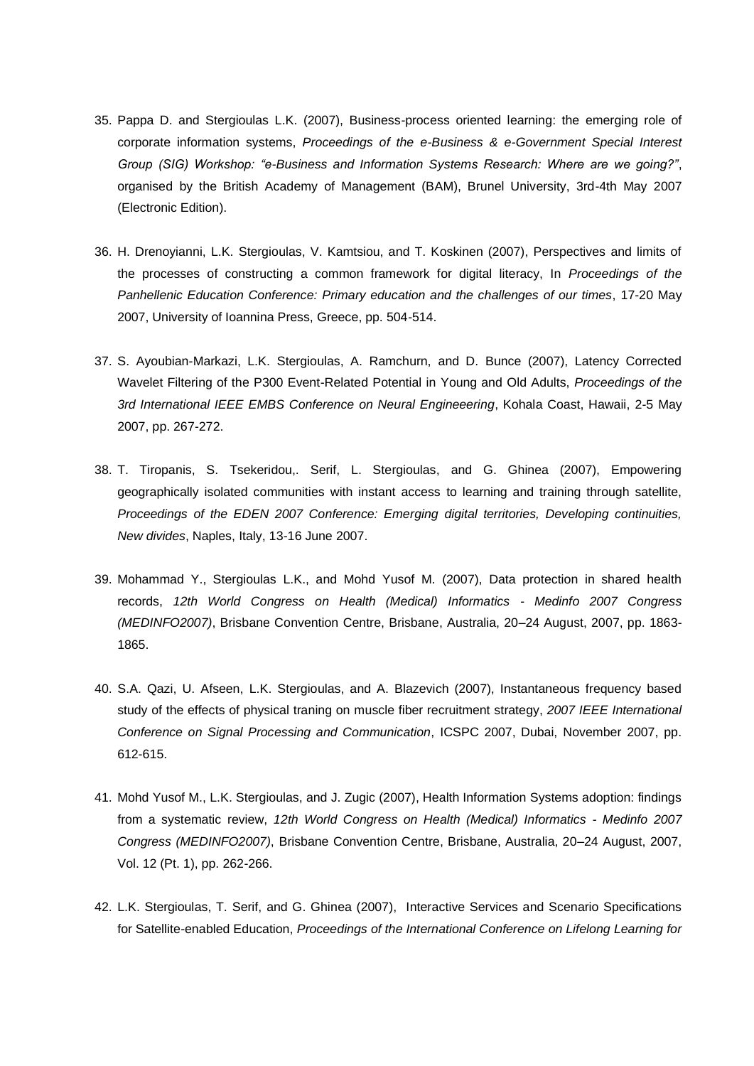35. Pappa D. and Stergioulas L.K. (2007), Business-process oriented learning: the emerging role of corporate information systems, *Proceedings of the e-Business & e-Government Special Interest Group (SIG) Workshop: "e-Business and Information Systems Research: Where are we going?"*, organised by the British Academy of Management (BAM), Brunel University, 3rd-4th May 2007 (Electronic Edition).

36. H. Drenoyianni, L.K. Stergioulas, V. Kamtsiou, and T. Koskinen (2007), Perspectives and limits of the processes of constructing a common framework for digital literacy, In *Proceedings of the Panhellenic Education Conference: Primary education and the challenges of our times*, 17-20 May 2007, University of Ioannina Press, Greece, pp. 504-514.

37. S. Ayoubian-Markazi, L.K. Stergioulas, A. Ramchurn, and D. Bunce (2007), Latency Corrected Wavelet Filtering of the P300 Event-Related Potential in Young and Old Adults, *Proceedings of the 3rd International IEEE EMBS Conference on Neural Engineeering*, Kohala Coast, Hawaii, 2-5 May 2007, pp. 267-272.

38. T. Tiropanis, S. Tsekeridou,. Serif, L. Stergioulas, and G. Ghinea (2007), Empowering geographically isolated communities with instant access to learning and training through satellite, *Proceedings of the EDEN 2007 Conference: Emerging digital territories, Developing continuities, New divides*, Naples, Italy, 13-16 June 2007.

39. Mohammad Y., Stergioulas L.K., and Mohd Yusof M. (2007), Data protection in shared health records, *12th World Congress on Health (Medical) Informatics - Medinfo 2007 Congress (MEDINFO2007)*, Brisbane Convention Centre, Brisbane, Australia, 20–24 August, 2007, pp. 1863-1865.

40. S.A. Qazi, U. Afseen, L.K. Stergioulas, and A. Blazevich (2007), Instantaneous frequency based study of the effects of physical traning on muscle fiber recruitment strategy, *2007 IEEE International Conference on Signal Processing and Communication*, ICSPC 2007, Dubai, November 2007, pp. 612-615.

41. Mohd Yusof M., L.K. Stergioulas, and J. Zugic (2007), Health Information Systems adoption: findings from a systematic review, *12th World Congress on Health (Medical) Informatics - Medinfo 2007 Congress (MEDINFO2007)*, Brisbane Convention Centre, Brisbane, Australia, 20–24 August, 2007, Vol. 12 (Pt. 1), pp. 262-266.

42. L.K. Stergioulas, T. Serif, and G. Ghinea (2007), Interactive Services and Scenario Specifications for Satellite-enabled Education, *Proceedings of the International Conference on Lifelong Learning for*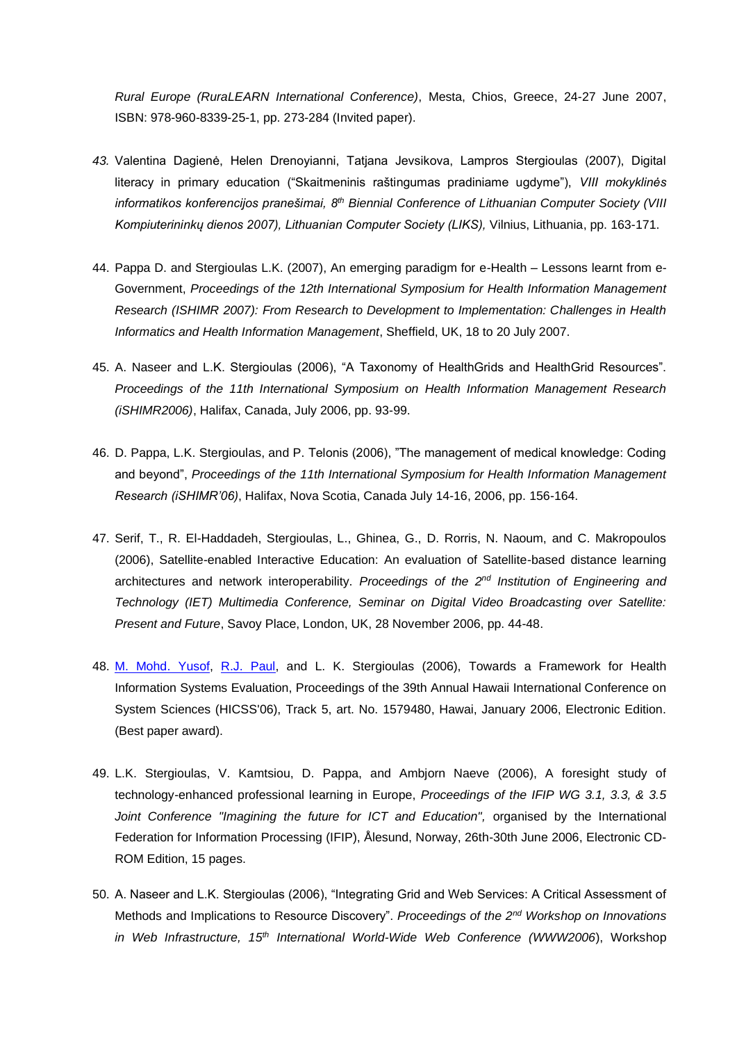*Rural Europe (RuraLEARN International Conference)*, Mesta, Chios, Greece, 24-27 June 2007, ISBN: 978-960-8339-25-1, pp. 273-284 (Invited paper).

43. Valentina Dagienė, Helen Drenoyianni, Tatjana Jevsikova, Lampros Stergioulas (2007), Digital literacy in primary education ("Skaitmeninis raštingumas pradiniame ugdyme"), *VIII mokyklinės informatikos konferencijos pranešimai, 8th Biennial Conference of Lithuanian Computer Society (VIII Kompiuterininkų dienos 2007), Lithuanian Computer Society (LIKS),* Vilnius, Lithuania, pp. 163-171.

44. Pappa D. and Stergioulas L.K. (2007), An emerging paradigm for e-Health – Lessons learnt from e-Government, *Proceedings of the 12th International Symposium for Health Information Management Research (ISHIMR 2007): From Research to Development to Implementation: Challenges in Health Informatics and Health Information Management*, Sheffield, UK, 18 to 20 July 2007.

45. A. Naseer and L.K. Stergioulas (2006), "A Taxonomy of HealthGrids and HealthGrid Resources". *Proceedings of the 11th International Symposium on Health Information Management Research (iSHIMR2006)*, Halifax, Canada, July 2006, pp. 93-99.

46. D. Pappa, L.K. Stergioulas, and P. Telonis (2006), "The management of medical knowledge: Coding and beyond", *Proceedings of the 11th International Symposium for Health Information Management Research (iSHIMR'06)*, Halifax, Nova Scotia, Canada July 14-16, 2006, pp. 156-164.

47. Serif, T., R. El-Haddadeh, Stergioulas, L., Ghinea, G., D. Rorris, N. Naoum, and C. Makropoulos (2006), Satellite-enabled Interactive Education: An evaluation of Satellite-based distance learning architectures and network interoperability. *Proceedings of the 2nd Institution of Engineering and Technology (IET) Multimedia Conference, Seminar on Digital Video Broadcasting over Satellite: Present and Future*, Savoy Place, London, UK, 28 November 2006, pp. 44-48.

48. M. Mohd. Yusof, R.J. Paul, and L. K. Stergioulas (2006), Towards a Framework for Health Information Systems Evaluation, Proceedings of the 39th Annual Hawaii International Conference on System Sciences (HICSS'06), Track 5, art. No. 1579480, Hawai, January 2006, Electronic Edition. (Best paper award).

49. L.K. Stergioulas, V. Kamtsiou, D. Pappa, and Ambjorn Naeve (2006), A foresight study of technology-enhanced professional learning in Europe, *Proceedings of the IFIP WG 3.1, 3.3, & 3.5 Joint Conference "Imagining the future for ICT and Education",* organised by the International Federation for Information Processing (IFIP), Ålesund, Norway, 26th-30th June 2006, Electronic CD-ROM Edition, 15 pages.

50. A. Naseer and L.K. Stergioulas (2006), "Integrating Grid and Web Services: A Critical Assessment of Methods and Implications to Resource Discovery". *Proceedings of the 2nd Workshop on Innovations in Web Infrastructure, 15th International World-Wide Web Conference (WWW2006*), Workshop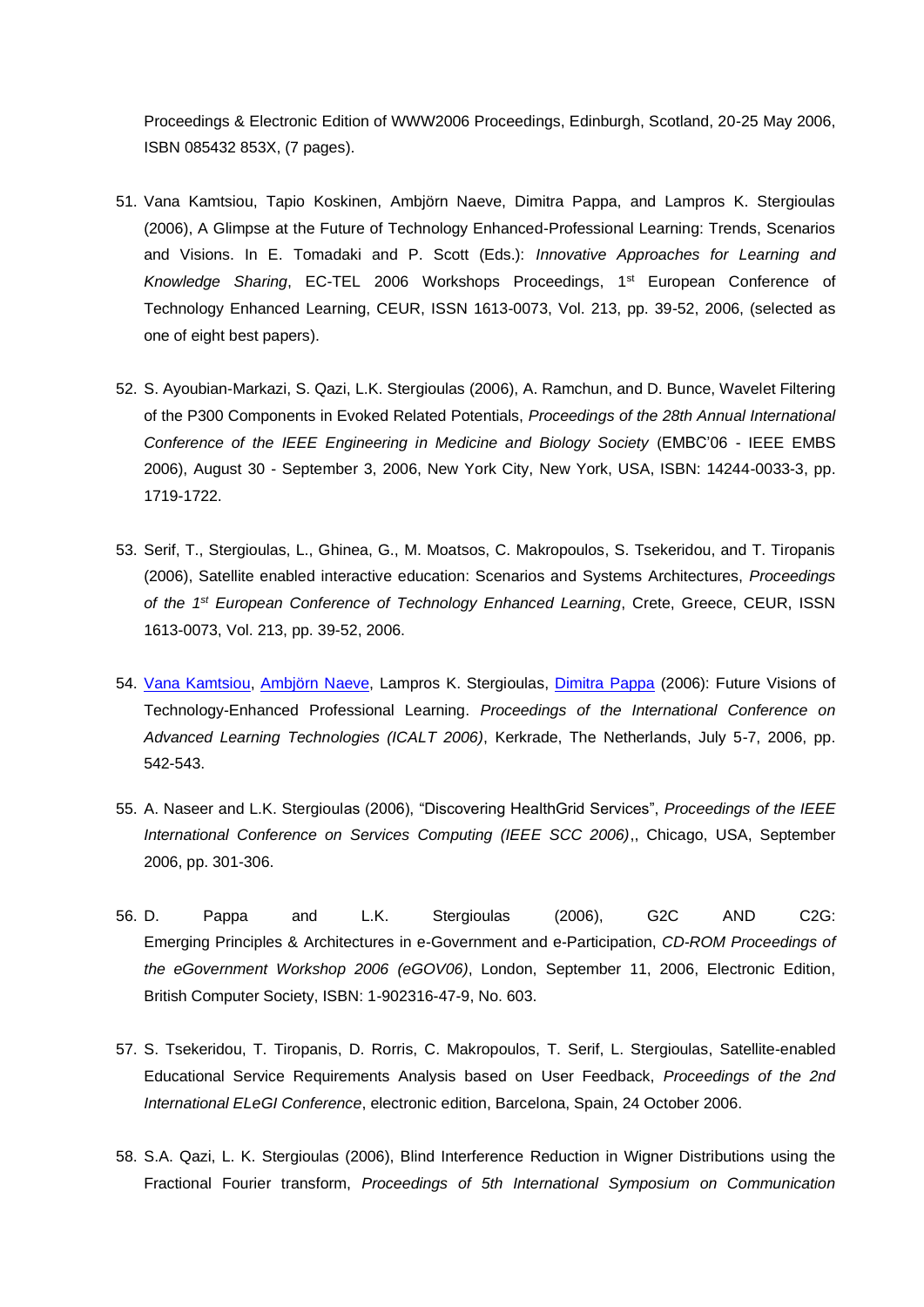Proceedings & Electronic Edition of WWW2006 Proceedings, Edinburgh, Scotland, 20-25 May 2006, ISBN 085432 853X, (7 pages).

51. Vana Kamtsiou, Tapio Koskinen, Ambjörn Naeve, Dimitra Pappa, and Lampros K. Stergioulas (2006), A Glimpse at the Future of Technology Enhanced-Professional Learning: Trends, Scenarios and Visions. In E. Tomadaki and P. Scott (Eds.): *Innovative Approaches for Learning and Knowledge Sharing*, EC-TEL 2006 Workshops Proceedings, 1st European Conference of Technology Enhanced Learning, CEUR, ISSN 1613-0073, Vol. 213, pp. 39-52, 2006, (selected as one of eight best papers).

52. S. Ayoubian-Markazi, S. Qazi, L.K. Stergioulas (2006), A. Ramchun, and D. Bunce, Wavelet Filtering of the P300 Components in Evoked Related Potentials, *Proceedings of the 28th Annual International Conference of the IEEE Engineering in Medicine and Biology Society* (EMBC'06 - IEEE EMBS 2006), August 30 - September 3, 2006, New York City, New York, USA, ISBN: 14244-0033-3, pp. 1719-1722.

53. Serif, T., Stergioulas, L., Ghinea, G., M. Moatsos, C. Makropoulos, S. Tsekeridou, and T. Tiropanis (2006), Satellite enabled interactive education: Scenarios and Systems Architectures, *Proceedings of the 1st European Conference of Technology Enhanced Learning*, Crete, Greece, CEUR, ISSN 1613-0073, Vol. 213, pp. 39-52, 2006.

54. Vana Kamtsiou, Ambjörn Naeve, Lampros K. Stergioulas, Dimitra Pappa (2006): Future Visions of Technology-Enhanced Professional Learning. *Proceedings of the International Conference on Advanced Learning Technologies (ICALT 2006)*, Kerkrade, The Netherlands, July 5-7, 2006, pp. 542-543.

55. A. Naseer and L.K. Stergioulas (2006), "Discovering HealthGrid Services", *Proceedings of the IEEE International Conference on Services Computing (IEEE SCC 2006)*,, Chicago, USA, September 2006, pp. 301-306.

56. D. Pappa and L.K. Stergioulas (2006), G2C AND C2G: Emerging Principles & Architectures in e-Government and e-Participation, *CD-ROM Proceedings of the eGovernment Workshop 2006 (eGOV06)*, London, September 11, 2006, Electronic Edition, British Computer Society, ISBN: 1-902316-47-9, No. 603.

57. S. Tsekeridou, T. Tiropanis, D. Rorris, C. Makropoulos, T. Serif, L. Stergioulas, Satellite-enabled Educational Service Requirements Analysis based on User Feedback, *Proceedings of the 2nd International ELeGI Conference*, electronic edition, Barcelona, Spain, 24 October 2006.

58. S.A. Qazi, L. K. Stergioulas (2006), Blind Interference Reduction in Wigner Distributions using the Fractional Fourier transform, *Proceedings of 5th International Symposium on Communication*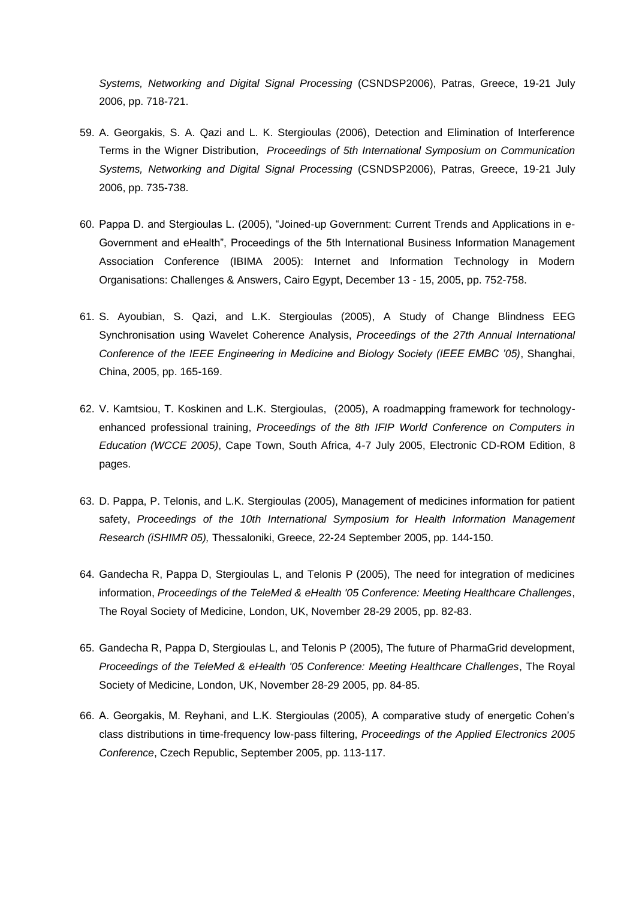*Systems, Networking and Digital Signal Processing* (CSNDSP2006), Patras, Greece, 19-21 July 2006, pp. 718-721.

59. A. Georgakis, S. A. Qazi and L. K. Stergioulas (2006), Detection and Elimination of Interference Terms in the Wigner Distribution, *Proceedings of 5th International Symposium on Communication Systems, Networking and Digital Signal Processing* (CSNDSP2006), Patras, Greece, 19-21 July 2006, pp. 735-738.

60. Pappa D. and Stergioulas L. (2005), "Joined-up Government: Current Trends and Applications in e-Government and eHealth", Proceedings of the 5th International Business Information Management Association Conference (IBIMA 2005): Internet and Information Technology in Modern Organisations: Challenges & Answers, Cairo Egypt, December 13 - 15, 2005, pp. 752-758.

61. S. Ayoubian, S. Qazi, and L.K. Stergioulas (2005), A Study of Change Blindness EEG Synchronisation using Wavelet Coherence Analysis, *Proceedings of the 27th Annual International Conference of the IEEE Engineering in Medicine and Biology Society (IEEE EMBC '05)*, Shanghai, China, 2005, pp. 165-169.

62. V. Kamtsiou, T. Koskinen and L.K. Stergioulas, (2005), A roadmapping framework for technology-enhanced professional training, *Proceedings of the 8th IFIP World Conference on Computers in Education (WCCE 2005)*, Cape Town, South Africa, 4-7 July 2005, Electronic CD-ROM Edition, 8 pages.

63. D. Pappa, P. Telonis, and L.K. Stergioulas (2005), Management of medicines information for patient safety, *Proceedings of the 10th International Symposium for Health Information Management Research (iSHIMR 05),* Thessaloniki, Greece, 22-24 September 2005, pp. 144-150.

64. Gandecha R, Pappa D, Stergioulas L, and Telonis P (2005), The need for integration of medicines information, *Proceedings of the TeleMed & eHealth '05 Conference: Meeting Healthcare Challenges*, The Royal Society of Medicine, London, UK, November 28-29 2005, pp. 82-83.

65. Gandecha R, Pappa D, Stergioulas L, and Telonis P (2005), The future of PharmaGrid development, *Proceedings of the TeleMed & eHealth '05 Conference: Meeting Healthcare Challenges*, The Royal Society of Medicine, London, UK, November 28-29 2005, pp. 84-85.

66. A. Georgakis, M. Reyhani, and L.K. Stergioulas (2005), A comparative study of energetic Cohen's class distributions in time-frequency low-pass filtering, *Proceedings of the Applied Electronics 2005 Conference*, Czech Republic, September 2005, pp. 113-117.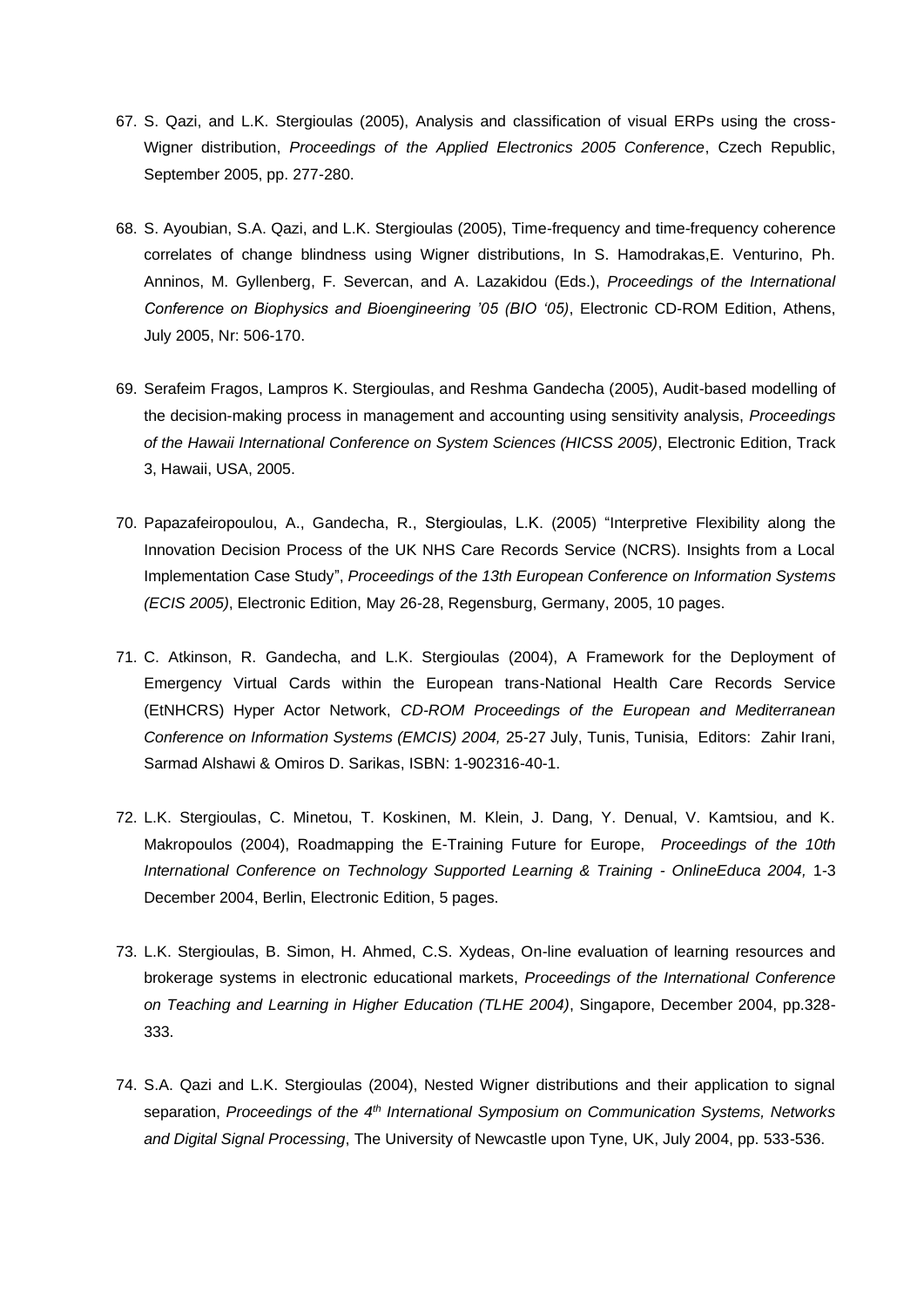67. S. Qazi, and L.K. Stergioulas (2005), Analysis and classification of visual ERPs using the cross-Wigner distribution, *Proceedings of the Applied Electronics 2005 Conference*, Czech Republic, September 2005, pp. 277-280.

68. S. Ayoubian, S.A. Qazi, and L.K. Stergioulas (2005), Time-frequency and time-frequency coherence correlates of change blindness using Wigner distributions, In S. Hamodrakas,E. Venturino, Ph. Anninos, M. Gyllenberg, F. Severcan, and A. Lazakidou (Eds.), *Proceedings of the International Conference on Biophysics and Bioengineering '05 (BIO '05)*, Electronic CD-ROM Edition, Athens, July 2005, Nr: 506-170.

69. Serafeim Fragos, Lampros K. Stergioulas, and Reshma Gandecha (2005), Audit-based modelling of the decision-making process in management and accounting using sensitivity analysis, *Proceedings of the Hawaii International Conference on System Sciences (HICSS 2005)*, Electronic Edition, Track 3, Hawaii, USA, 2005.

70. Papazafeiropoulou, A., Gandecha, R., Stergioulas, L.K. (2005) "Interpretive Flexibility along the Innovation Decision Process of the UK NHS Care Records Service (NCRS). Insights from a Local Implementation Case Study", *Proceedings of the 13th European Conference on Information Systems (ECIS 2005)*, Electronic Edition, May 26-28, Regensburg, Germany, 2005, 10 pages.

71. C. Atkinson, R. Gandecha, and L.K. Stergioulas (2004), A Framework for the Deployment of Emergency Virtual Cards within the European trans-National Health Care Records Service (EtNHCRS) Hyper Actor Network, *CD-ROM Proceedings of the European and Mediterranean Conference on Information Systems (EMCIS) 2004,* 25-27 July, Tunis, Tunisia, Editors: Zahir Irani, Sarmad Alshawi & Omiros D. Sarikas, ISBN: 1-902316-40-1.

72. L.K. Stergioulas, C. Minetou, T. Koskinen, M. Klein, J. Dang, Y. Denual, V. Kamtsiou, and K. Makropoulos (2004), Roadmapping the E-Training Future for Europe, *Proceedings of the 10th International Conference on Technology Supported Learning & Training - OnlineEduca 2004,* 1-3 December 2004, Berlin, Electronic Edition, 5 pages.

73. L.K. Stergioulas, B. Simon, H. Ahmed, C.S. Xydeas, On-line evaluation of learning resources and brokerage systems in electronic educational markets, *Proceedings of the International Conference on Teaching and Learning in Higher Education (TLHE 2004)*, Singapore, December 2004, pp.328-333.

74. S.A. Qazi and L.K. Stergioulas (2004), Nested Wigner distributions and their application to signal separation, *Proceedings of the 4th International Symposium on Communication Systems, Networks and Digital Signal Processing*, The University of Newcastle upon Tyne, UK, July 2004, pp. 533-536.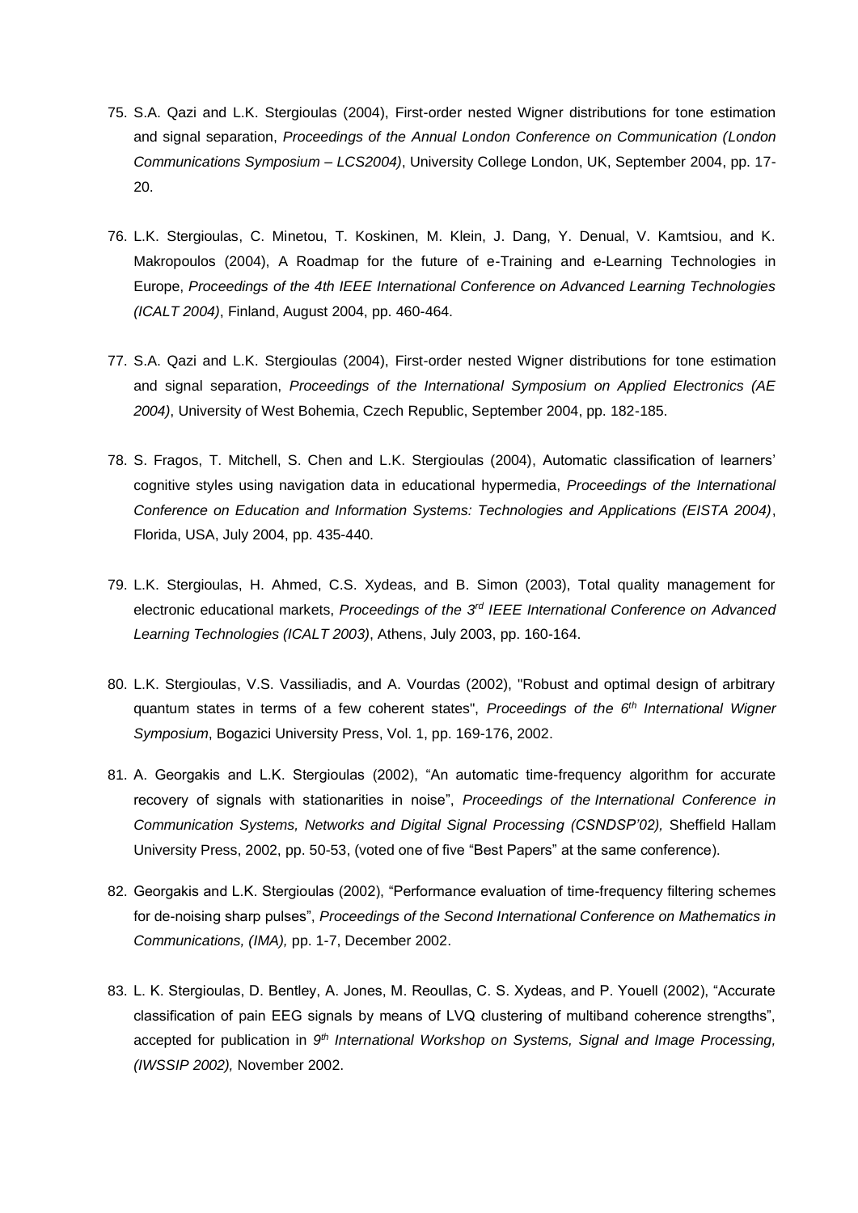75. S.A. Qazi and L.K. Stergioulas (2004), First-order nested Wigner distributions for tone estimation and signal separation, *Proceedings of the Annual London Conference on Communication (London Communications Symposium – LCS2004)*, University College London, UK, September 2004, pp. 17-20.

76. L.K. Stergioulas, C. Minetou, T. Koskinen, M. Klein, J. Dang, Y. Denual, V. Kamtsiou, and K. Makropoulos (2004), A Roadmap for the future of e-Training and e-Learning Technologies in Europe, *Proceedings of the 4th IEEE International Conference on Advanced Learning Technologies (ICALT 2004)*, Finland, August 2004, pp. 460-464.

77. S.A. Qazi and L.K. Stergioulas (2004), First-order nested Wigner distributions for tone estimation and signal separation, *Proceedings of the International Symposium on Applied Electronics (AE 2004)*, University of West Bohemia, Czech Republic, September 2004, pp. 182-185.

78. S. Fragos, T. Mitchell, S. Chen and L.K. Stergioulas (2004), Automatic classification of learners' cognitive styles using navigation data in educational hypermedia, *Proceedings of the International Conference on Education and Information Systems: Technologies and Applications (EISTA 2004)*, Florida, USA, July 2004, pp. 435-440.

79. L.K. Stergioulas, H. Ahmed, C.S. Xydeas, and B. Simon (2003), Total quality management for electronic educational markets, *Proceedings of the 3rd IEEE International Conference on Advanced Learning Technologies (ICALT 2003)*, Athens, July 2003, pp. 160-164.

80. L.K. Stergioulas, V.S. Vassiliadis, and A. Vourdas (2002), "Robust and optimal design of arbitrary quantum states in terms of a few coherent states", *Proceedings of the 6th International Wigner Symposium*, Bogazici University Press, Vol. 1, pp. 169-176, 2002.

81. A. Georgakis and L.K. Stergioulas (2002), "An automatic time-frequency algorithm for accurate recovery of signals with stationarities in noise", *Proceedings of the International Conference in Communication Systems, Networks and Digital Signal Processing (CSNDSP'02),* Sheffield Hallam University Press, 2002, pp. 50-53, (voted one of five "Best Papers" at the same conference).

82. Georgakis and L.K. Stergioulas (2002), "Performance evaluation of time-frequency filtering schemes for de-noising sharp pulses", *Proceedings of the Second International Conference on Mathematics in Communications, (IMA),* pp. 1-7, December 2002.

83. L. K. Stergioulas, D. Bentley, A. Jones, M. Reoullas, C. S. Xydeas, and P. Youell (2002), "Accurate classification of pain EEG signals by means of LVQ clustering of multiband coherence strengths", accepted for publication in *9th International Workshop on Systems, Signal and Image Processing, (IWSSIP 2002),* November 2002.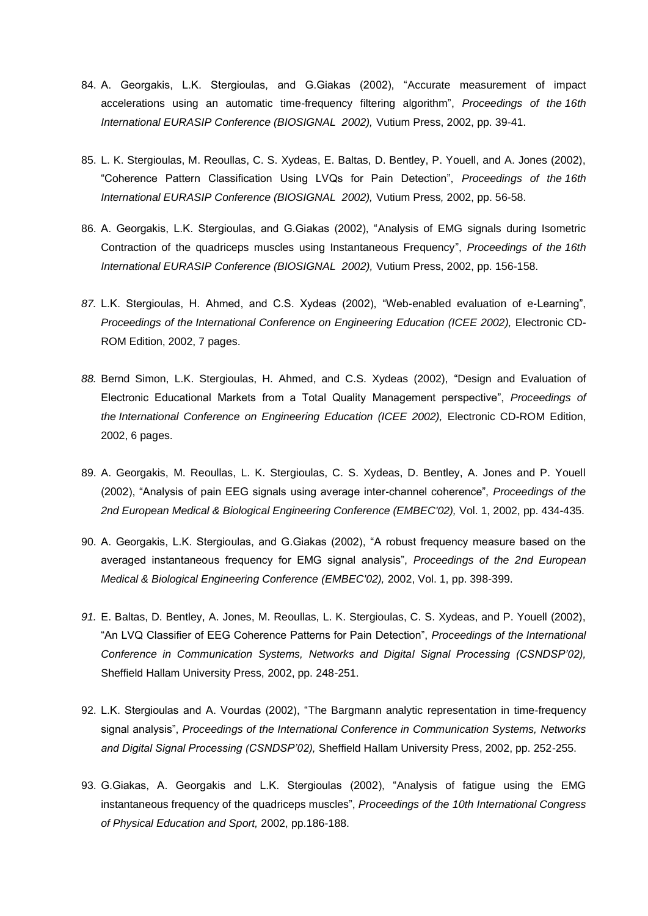84. A. Georgakis, L.K. Stergioulas, and G.Giakas (2002), "Accurate measurement of impact accelerations using an automatic time-frequency filtering algorithm", *Proceedings of the 16th International EURASIP Conference (BIOSIGNAL 2002),* Vutium Press, 2002, pp. 39-41.

85. L. K. Stergioulas, M. Reoullas, C. S. Xydeas, E. Baltas, D. Bentley, P. Youell, and A. Jones (2002), "Coherence Pattern Classification Using LVQs for Pain Detection", *Proceedings of the 16th International EURASIP Conference (BIOSIGNAL 2002),* Vutium Press, 2002, pp. 56-58.

86. A. Georgakis, L.K. Stergioulas, and G.Giakas (2002), "Analysis of EMG signals during Isometric Contraction of the quadriceps muscles using Instantaneous Frequency", *Proceedings of the 16th International EURASIP Conference (BIOSIGNAL 2002),* Vutium Press, 2002, pp. 156-158.

87. L.K. Stergioulas, H. Ahmed, and C.S. Xydeas (2002), "Web-enabled evaluation of e-Learning", *Proceedings of the International Conference on Engineering Education (ICEE 2002),* Electronic CD-ROM Edition, 2002, 7 pages.

88. Bernd Simon, L.K. Stergioulas, H. Ahmed, and C.S. Xydeas (2002), "Design and Evaluation of Electronic Educational Markets from a Total Quality Management perspective", *Proceedings of the International Conference on Engineering Education (ICEE 2002),* Electronic CD-ROM Edition, 2002, 6 pages.

89. A. Georgakis, M. Reoullas, L. K. Stergioulas, C. S. Xydeas, D. Bentley, A. Jones and P. Youell (2002), "Analysis of pain EEG signals using average inter-channel coherence", *Proceedings of the 2nd European Medical & Biological Engineering Conference (EMBEC'02),* Vol. 1, 2002, pp. 434-435.

90. A. Georgakis, L.K. Stergioulas, and G.Giakas (2002), "A robust frequency measure based on the averaged instantaneous frequency for EMG signal analysis", *Proceedings of the 2nd European Medical & Biological Engineering Conference (EMBEC'02),* 2002, Vol. 1, pp. 398-399.

91. E. Baltas, D. Bentley, A. Jones, M. Reoullas, L. K. Stergioulas, C. S. Xydeas, and P. Youell (2002), "An LVQ Classifier of EEG Coherence Patterns for Pain Detection", *Proceedings of the International Conference in Communication Systems, Networks and Digital Signal Processing (CSNDSP'02),* Sheffield Hallam University Press, 2002, pp. 248-251.

92. L.K. Stergioulas and A. Vourdas (2002), "The Bargmann analytic representation in time-frequency signal analysis", *Proceedings of the International Conference in Communication Systems, Networks and Digital Signal Processing (CSNDSP'02),* Sheffield Hallam University Press, 2002, pp. 252-255.

93. G.Giakas, A. Georgakis and L.K. Stergioulas (2002), "Analysis of fatigue using the EMG instantaneous frequency of the quadriceps muscles", *Proceedings of the 10th International Congress of Physical Education and Sport,* 2002, pp.186-188.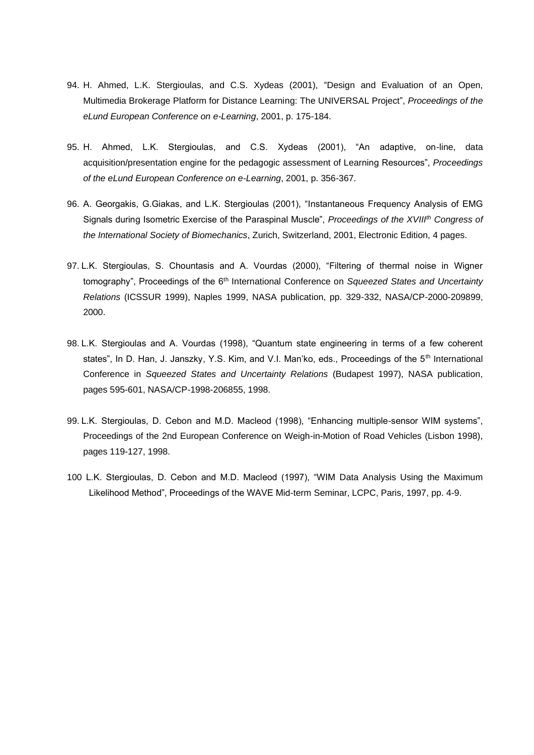94. H. Ahmed, L.K. Stergioulas, and C.S. Xydeas (2001), "Design and Evaluation of an Open, Multimedia Brokerage Platform for Distance Learning: The UNIVERSAL Project", *Proceedings of the eLund European Conference on e-Learning*, 2001, p. 175-184.

95. H. Ahmed, L.K. Stergioulas, and C.S. Xydeas (2001), "An adaptive, on-line, data acquisition/presentation engine for the pedagogic assessment of Learning Resources", *Proceedings of the eLund European Conference on e-Learning*, 2001, p. 356-367.

96. A. Georgakis, G.Giakas, and L.K. Stergioulas (2001), "Instantaneous Frequency Analysis of EMG Signals during Isometric Exercise of the Paraspinal Muscle", *Proceedings of the XVIII$^{th}$ Congress of the International Society of Biomechanics*, Zurich, Switzerland, 2001, Electronic Edition, 4 pages.

97. L.K. Stergioulas, S. Chountasis and A. Vourdas (2000), "Filtering of thermal noise in Wigner tomography", Proceedings of the 6$^{th}$ International Conference on *Squeezed States and Uncertainty Relations* (ICSSUR 1999), Naples 1999, NASA publication, pp. 329-332, NASA/CP-2000-209899, 2000.

98. L.K. Stergioulas and A. Vourdas (1998), "Quantum state engineering in terms of a few coherent states", In D. Han, J. Janszky, Y.S. Kim, and V.I. Man'ko, eds., Proceedings of the 5$^{th}$ International Conference in *Squeezed States and Uncertainty Relations* (Budapest 1997), NASA publication, pages 595-601, NASA/CP-1998-206855, 1998.

99. L.K. Stergioulas, D. Cebon and M.D. Macleod (1998), "Enhancing multiple-sensor WIM systems", Proceedings of the 2nd European Conference on Weigh-in-Motion of Road Vehicles (Lisbon 1998), pages 119-127, 1998.

100 L.K. Stergioulas, D. Cebon and M.D. Macleod (1997), "WIM Data Analysis Using the Maximum Likelihood Method", Proceedings of the WAVE Mid-term Seminar, LCPC, Paris, 1997, pp. 4-9.